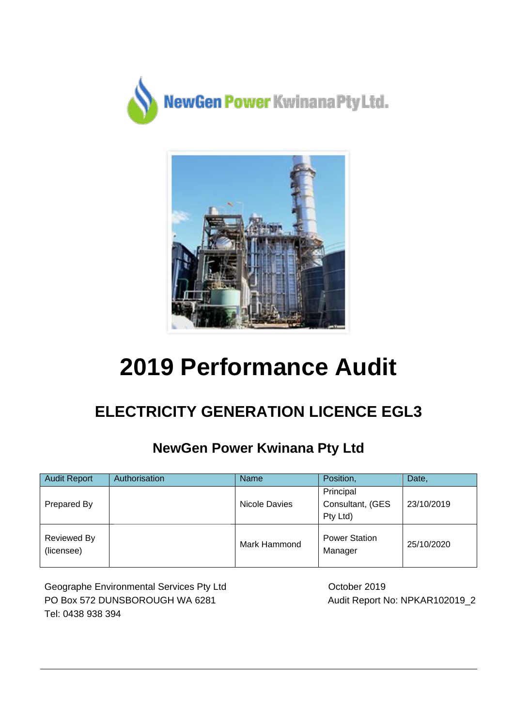NewGen Power Kwinana Pty Ltd.

# 2019 Performance Audit

## ELECTRICITY GENERATION LICENCE EGL3

### NewGen Power Kwinana Pty Ltd

| Audit Report | Authorisation | Name | Position, | Date, |
|---|---|---|---|---|
| Prepared By | | Nicole Davies | Principal Consultant, (GES Pty Ltd) | 23/10/2019 |
| Reviewed By (licensee) | | Mark Hammond | Power Station Manager | 25/10/2020 |

Geographe Environmental Services Pty Ltd
PO Box 572 DUNSBOROUGH WA 6281
Tel: 0438 938 394

October 2019
Audit Report No: NPKAR102019_2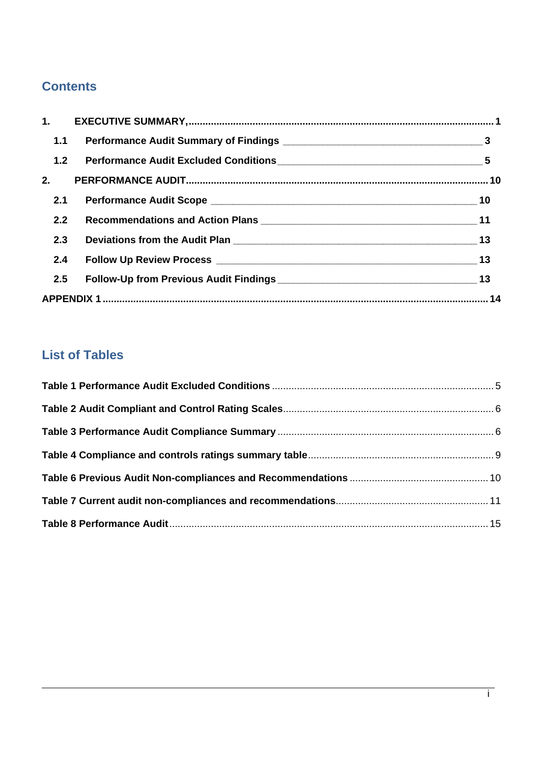## Contents

1. **EXECUTIVE SUMMARY,** ........ 1
   - 1.1 **Performance Audit Summary of Findings** ........ 3
   - 1.2 **Performance Audit Excluded Conditions** ........ 5
2. **PERFORMANCE AUDIT** ........ 10
   - 2.1 **Performance Audit Scope** ........ 10
   - 2.2 **Recommendations and Action Plans** ........ 11
   - 2.3 **Deviations from the Audit Plan** ........ 13
   - 2.4 **Follow Up Review Process** ........ 13
   - 2.5 **Follow-Up from Previous Audit Findings** ........ 13

**APPENDIX 1** ........ 14

## List of Tables

**Table 1 Performance Audit Excluded Conditions** ........ 5

**Table 2 Audit Compliant and Control Rating Scales** ........ 6

**Table 3 Performance Audit Compliance Summary** ........ 6

**Table 4 Compliance and controls ratings summary table** ........ 9

**Table 6 Previous Audit Non-compliances and Recommendations** ........ 10

**Table 7 Current audit non-compliances and recommendations** ........ 11

**Table 8 Performance Audit** ........ 15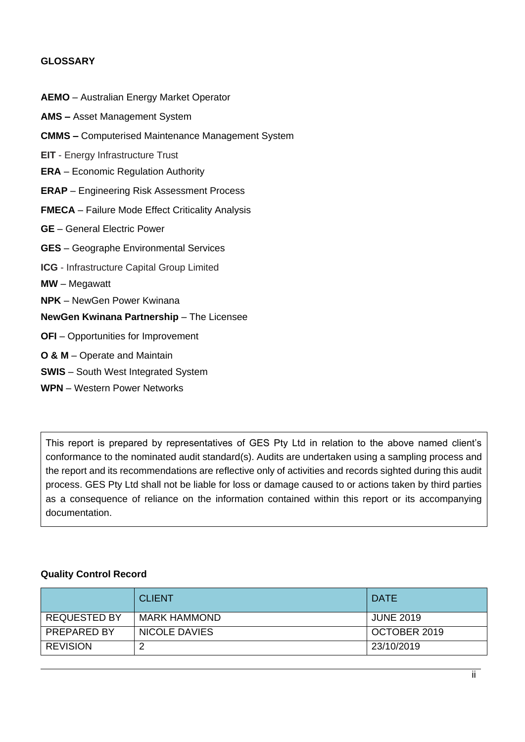## GLOSSARY

**AEMO** – Australian Energy Market Operator

**AMS –** Asset Management System

**CMMS –** Computerised Maintenance Management System

**EIT** - Energy Infrastructure Trust

**ERA** – Economic Regulation Authority

**ERAP** – Engineering Risk Assessment Process

**FMECA** – Failure Mode Effect Criticality Analysis

**GE** – General Electric Power

**GES** – Geographe Environmental Services

**ICG** - Infrastructure Capital Group Limited

**MW** – Megawatt

**NPK** – NewGen Power Kwinana

**NewGen Kwinana Partnership** – The Licensee

**OFI** – Opportunities for Improvement

**O & M** – Operate and Maintain

**SWIS** – South West Integrated System

**WPN** – Western Power Networks

This report is prepared by representatives of GES Pty Ltd in relation to the above named client's conformance to the nominated audit standard(s). Audits are undertaken using a sampling process and the report and its recommendations are reflective only of activities and records sighted during this audit process. GES Pty Ltd shall not be liable for loss or damage caused to or actions taken by third parties as a consequence of reliance on the information contained within this report or its accompanying documentation.

**Quality Control Record**

| | CLIENT | DATE |
|---|---|---|
| REQUESTED BY | MARK HAMMOND | JUNE 2019 |
| PREPARED BY | NICOLE DAVIES | OCTOBER 2019 |
| REVISION | 2 | 23/10/2019 |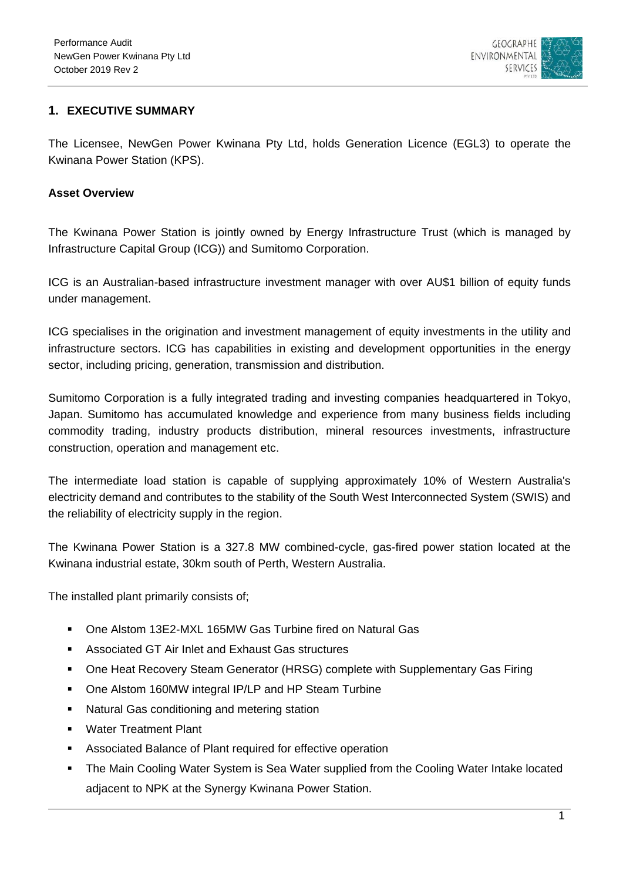## 1. EXECUTIVE SUMMARY

The Licensee, NewGen Power Kwinana Pty Ltd, holds Generation Licence (EGL3) to operate the Kwinana Power Station (KPS).

**Asset Overview**

The Kwinana Power Station is jointly owned by Energy Infrastructure Trust (which is managed by Infrastructure Capital Group (ICG)) and Sumitomo Corporation.

ICG is an Australian-based infrastructure investment manager with over AU$1 billion of equity funds under management.

ICG specialises in the origination and investment management of equity investments in the utility and infrastructure sectors. ICG has capabilities in existing and development opportunities in the energy sector, including pricing, generation, transmission and distribution.

Sumitomo Corporation is a fully integrated trading and investing companies headquartered in Tokyo, Japan. Sumitomo has accumulated knowledge and experience from many business fields including commodity trading, industry products distribution, mineral resources investments, infrastructure construction, operation and management etc.

The intermediate load station is capable of supplying approximately 10% of Western Australia's electricity demand and contributes to the stability of the South West Interconnected System (SWIS) and the reliability of electricity supply in the region.

The Kwinana Power Station is a 327.8 MW combined-cycle, gas-fired power station located at the Kwinana industrial estate, 30km south of Perth, Western Australia.

The installed plant primarily consists of;

- One Alstom 13E2-MXL 165MW Gas Turbine fired on Natural Gas
- Associated GT Air Inlet and Exhaust Gas structures
- One Heat Recovery Steam Generator (HRSG) complete with Supplementary Gas Firing
- One Alstom 160MW integral IP/LP and HP Steam Turbine
- Natural Gas conditioning and metering station
- Water Treatment Plant
- Associated Balance of Plant required for effective operation
- The Main Cooling Water System is Sea Water supplied from the Cooling Water Intake located adjacent to NPK at the Synergy Kwinana Power Station.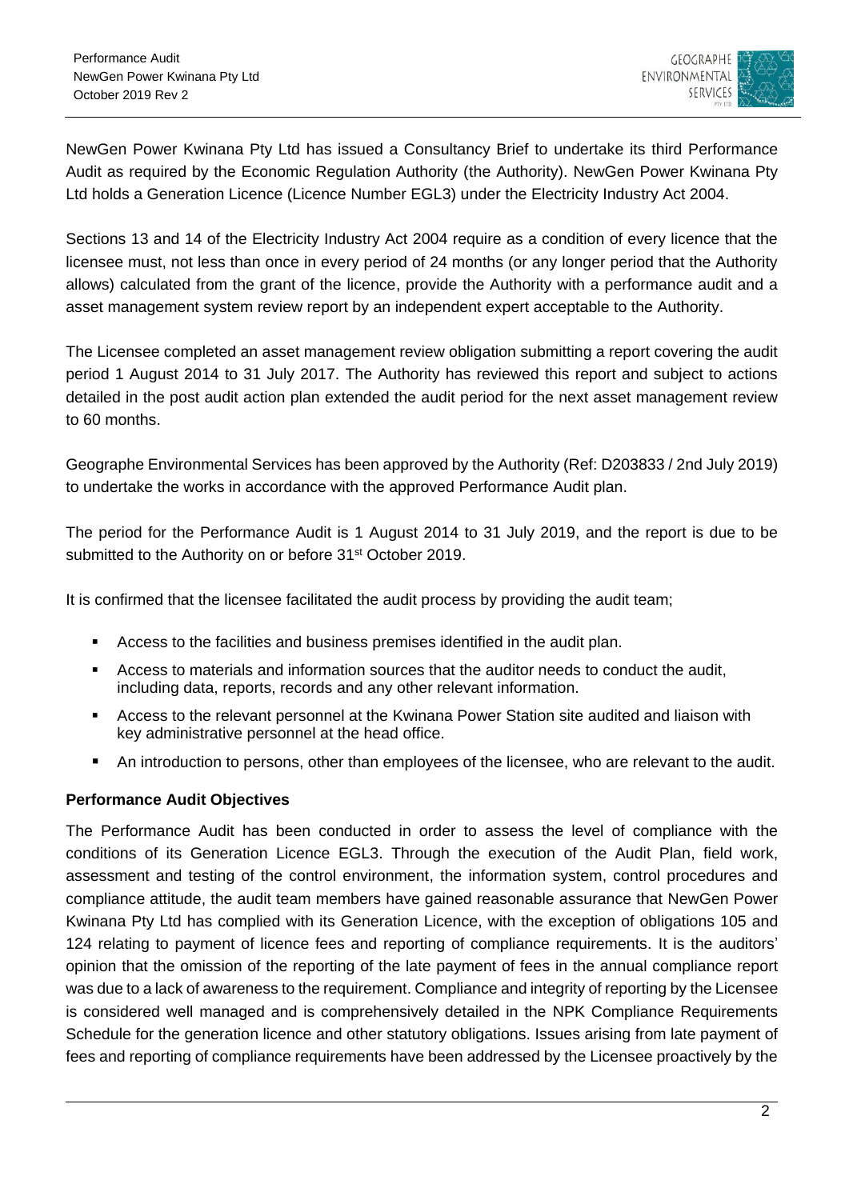NewGen Power Kwinana Pty Ltd has issued a Consultancy Brief to undertake its third Performance Audit as required by the Economic Regulation Authority (the Authority). NewGen Power Kwinana Pty Ltd holds a Generation Licence (Licence Number EGL3) under the Electricity Industry Act 2004.

Sections 13 and 14 of the Electricity Industry Act 2004 require as a condition of every licence that the licensee must, not less than once in every period of 24 months (or any longer period that the Authority allows) calculated from the grant of the licence, provide the Authority with a performance audit and a asset management system review report by an independent expert acceptable to the Authority.

The Licensee completed an asset management review obligation submitting a report covering the audit period 1 August 2014 to 31 July 2017. The Authority has reviewed this report and subject to actions detailed in the post audit action plan extended the audit period for the next asset management review to 60 months.

Geographe Environmental Services has been approved by the Authority (Ref: D203833 / 2nd July 2019) to undertake the works in accordance with the approved Performance Audit plan.

The period for the Performance Audit is 1 August 2014 to 31 July 2019, and the report is due to be submitted to the Authority on or before 31st October 2019.

It is confirmed that the licensee facilitated the audit process by providing the audit team;

- Access to the facilities and business premises identified in the audit plan.
- Access to materials and information sources that the auditor needs to conduct the audit, including data, reports, records and any other relevant information.
- Access to the relevant personnel at the Kwinana Power Station site audited and liaison with key administrative personnel at the head office.
- An introduction to persons, other than employees of the licensee, who are relevant to the audit.

**Performance Audit Objectives**

The Performance Audit has been conducted in order to assess the level of compliance with the conditions of its Generation Licence EGL3. Through the execution of the Audit Plan, field work, assessment and testing of the control environment, the information system, control procedures and compliance attitude, the audit team members have gained reasonable assurance that NewGen Power Kwinana Pty Ltd has complied with its Generation Licence, with the exception of obligations 105 and 124 relating to payment of licence fees and reporting of compliance requirements. It is the auditors' opinion that the omission of the reporting of the late payment of fees in the annual compliance report was due to a lack of awareness to the requirement. Compliance and integrity of reporting by the Licensee is considered well managed and is comprehensively detailed in the NPK Compliance Requirements Schedule for the generation licence and other statutory obligations. Issues arising from late payment of fees and reporting of compliance requirements have been addressed by the Licensee proactively by the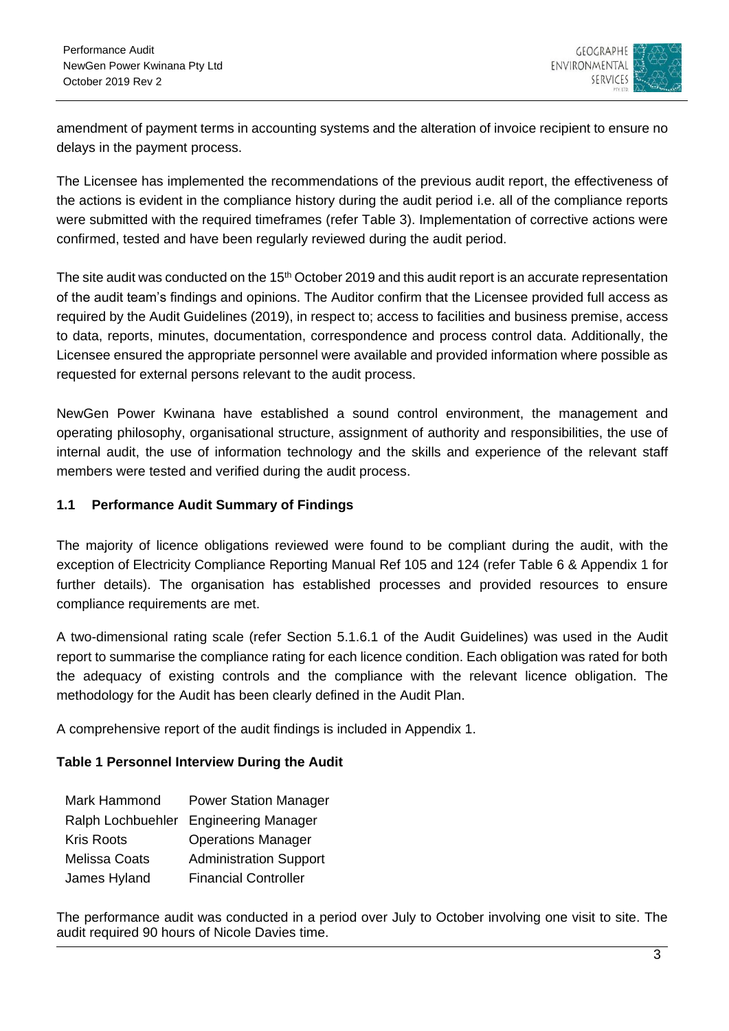amendment of payment terms in accounting systems and the alteration of invoice recipient to ensure no delays in the payment process.

The Licensee has implemented the recommendations of the previous audit report, the effectiveness of the actions is evident in the compliance history during the audit period i.e. all of the compliance reports were submitted with the required timeframes (refer Table 3). Implementation of corrective actions were confirmed, tested and have been regularly reviewed during the audit period.

The site audit was conducted on the 15th October 2019 and this audit report is an accurate representation of the audit team's findings and opinions. The Auditor confirm that the Licensee provided full access as required by the Audit Guidelines (2019), in respect to; access to facilities and business premise, access to data, reports, minutes, documentation, correspondence and process control data. Additionally, the Licensee ensured the appropriate personnel were available and provided information where possible as requested for external persons relevant to the audit process.

NewGen Power Kwinana have established a sound control environment, the management and operating philosophy, organisational structure, assignment of authority and responsibilities, the use of internal audit, the use of information technology and the skills and experience of the relevant staff members were tested and verified during the audit process.

## 1.1 Performance Audit Summary of Findings

The majority of licence obligations reviewed were found to be compliant during the audit, with the exception of Electricity Compliance Reporting Manual Ref 105 and 124 (refer Table 6 & Appendix 1 for further details). The organisation has established processes and provided resources to ensure compliance requirements are met.

A two-dimensional rating scale (refer Section 5.1.6.1 of the Audit Guidelines) was used in the Audit report to summarise the compliance rating for each licence condition. Each obligation was rated for both the adequacy of existing controls and the compliance with the relevant licence obligation. The methodology for the Audit has been clearly defined in the Audit Plan.

A comprehensive report of the audit findings is included in Appendix 1.

**Table 1 Personnel Interview During the Audit**

| | |
|---|---|
| Mark Hammond | Power Station Manager |
| Ralph Lochbuehler | Engineering Manager |
| Kris Roots | Operations Manager |
| Melissa Coats | Administration Support |
| James Hyland | Financial Controller |

The performance audit was conducted in a period over July to October involving one visit to site. The audit required 90 hours of Nicole Davies time.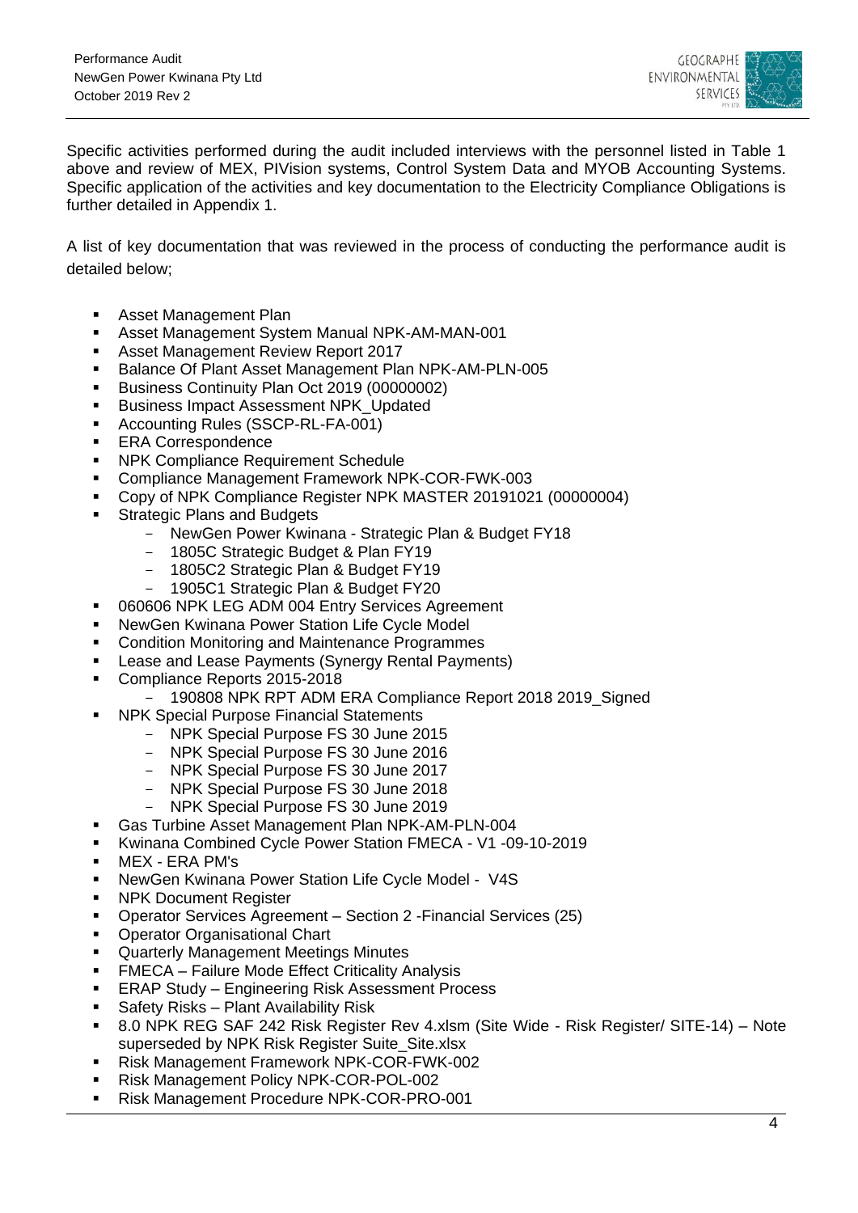Specific activities performed during the audit included interviews with the personnel listed in Table 1 above and review of MEX, PIVision systems, Control System Data and MYOB Accounting Systems. Specific application of the activities and key documentation to the Electricity Compliance Obligations is further detailed in Appendix 1.

A list of key documentation that was reviewed in the process of conducting the performance audit is detailed below;

- Asset Management Plan
- Asset Management System Manual NPK-AM-MAN-001
- Asset Management Review Report 2017
- Balance Of Plant Asset Management Plan NPK-AM-PLN-005
- Business Continuity Plan Oct 2019 (00000002)
- Business Impact Assessment NPK_Updated
- Accounting Rules (SSCP-RL-FA-001)
- ERA Correspondence
- NPK Compliance Requirement Schedule
- Compliance Management Framework NPK-COR-FWK-003
- Copy of NPK Compliance Register NPK MASTER 20191021 (00000004)
- Strategic Plans and Budgets
  - NewGen Power Kwinana - Strategic Plan & Budget FY18
  - 1805C Strategic Budget & Plan FY19
  - 1805C2 Strategic Plan & Budget FY19
  - 1905C1 Strategic Plan & Budget FY20
- 060606 NPK LEG ADM 004 Entry Services Agreement
- NewGen Kwinana Power Station Life Cycle Model
- Condition Monitoring and Maintenance Programmes
- Lease and Lease Payments (Synergy Rental Payments)
- Compliance Reports 2015-2018
  - 190808 NPK RPT ADM ERA Compliance Report 2018 2019_Signed
- NPK Special Purpose Financial Statements
  - NPK Special Purpose FS 30 June 2015
  - NPK Special Purpose FS 30 June 2016
  - NPK Special Purpose FS 30 June 2017
  - NPK Special Purpose FS 30 June 2018
  - NPK Special Purpose FS 30 June 2019
- Gas Turbine Asset Management Plan NPK-AM-PLN-004
- Kwinana Combined Cycle Power Station FMECA - V1 -09-10-2019
- MEX - ERA PM's
- NewGen Kwinana Power Station Life Cycle Model - V4S
- NPK Document Register
- Operator Services Agreement – Section 2 -Financial Services (25)
- Operator Organisational Chart
- Quarterly Management Meetings Minutes
- FMECA – Failure Mode Effect Criticality Analysis
- ERAP Study – Engineering Risk Assessment Process
- Safety Risks – Plant Availability Risk
- 8.0 NPK REG SAF 242 Risk Register Rev 4.xlsm (Site Wide - Risk Register/ SITE-14) – Note superseded by NPK Risk Register Suite_Site.xlsx
- Risk Management Framework NPK-COR-FWK-002
- Risk Management Policy NPK-COR-POL-002
- Risk Management Procedure NPK-COR-PRO-001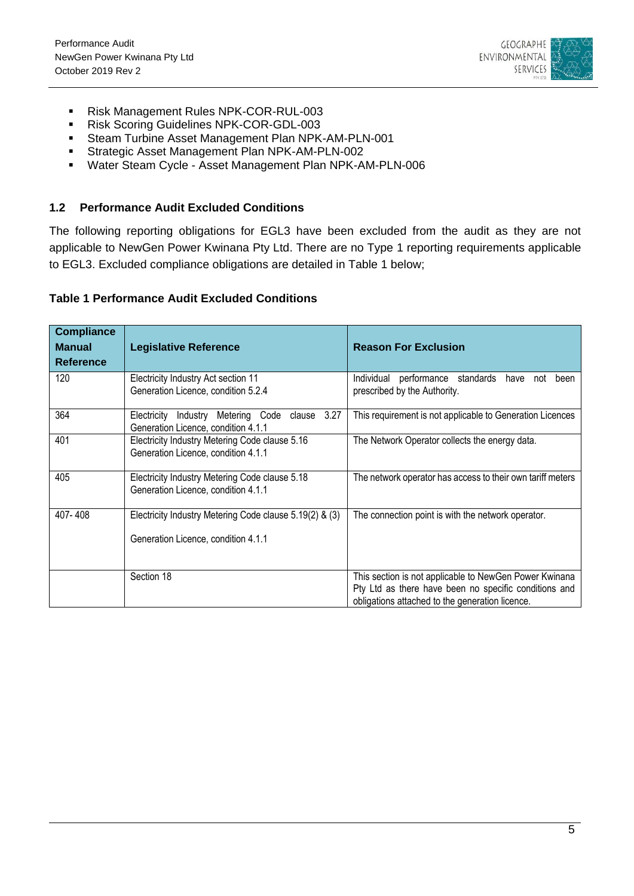- Risk Management Rules NPK-COR-RUL-003
- Risk Scoring Guidelines NPK-COR-GDL-003
- Steam Turbine Asset Management Plan NPK-AM-PLN-001
- Strategic Asset Management Plan NPK-AM-PLN-002
- Water Steam Cycle - Asset Management Plan NPK-AM-PLN-006

## 1.2 Performance Audit Excluded Conditions

The following reporting obligations for EGL3 have been excluded from the audit as they are not applicable to NewGen Power Kwinana Pty Ltd. There are no Type 1 reporting requirements applicable to EGL3. Excluded compliance obligations are detailed in Table 1 below;

**Table 1 Performance Audit Excluded Conditions**

| Compliance Manual Reference | Legislative Reference | Reason For Exclusion |
|---|---|---|
| 120 | Electricity Industry Act section 11<br>Generation Licence, condition 5.2.4 | Individual performance standards have not been prescribed by the Authority. |
| 364 | Electricity Industry Metering Code clause 3.27<br>Generation Licence, condition 4.1.1 | This requirement is not applicable to Generation Licences |
| 401 | Electricity Industry Metering Code clause 5.16<br>Generation Licence, condition 4.1.1 | The Network Operator collects the energy data. |
| 405 | Electricity Industry Metering Code clause 5.18<br>Generation Licence, condition 4.1.1 | The network operator has access to their own tariff meters |
| 407- 408 | Electricity Industry Metering Code clause 5.19(2) & (3)<br><br>Generation Licence, condition 4.1.1 | The connection point is with the network operator. |
| | Section 18 | This section is not applicable to NewGen Power Kwinana Pty Ltd as there have been no specific conditions and obligations attached to the generation licence. |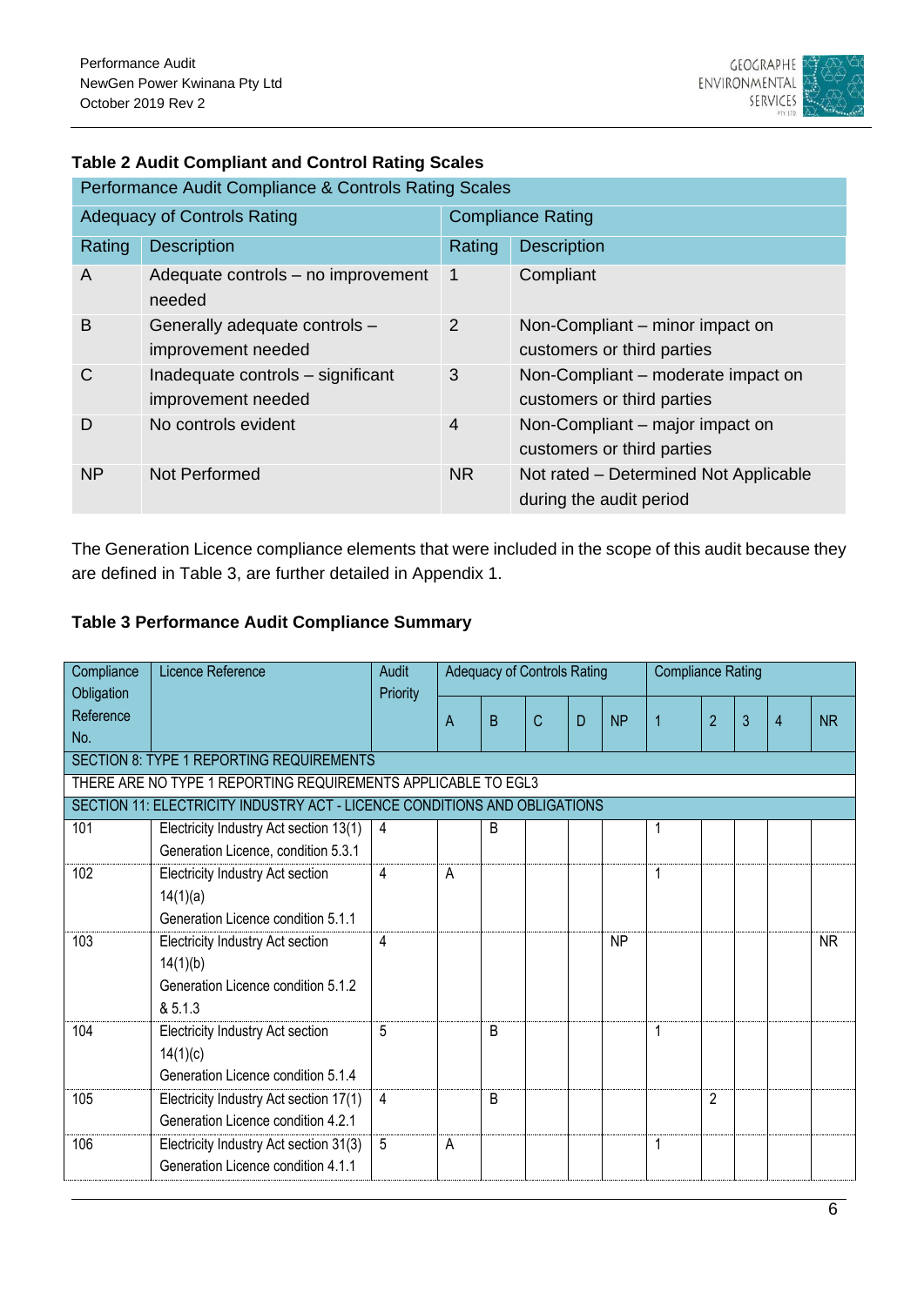**Table 2 Audit Compliant and Control Rating Scales**

| Performance Audit Compliance & Controls Rating Scales | | | |
|---|---|---|---|
| **Adequacy of Controls Rating** | | **Compliance Rating** | |
| Rating | Description | Rating | Description |
| A | Adequate controls – no improvement needed | 1 | Compliant |
| B | Generally adequate controls – improvement needed | 2 | Non-Compliant – minor impact on customers or third parties |
| C | Inadequate controls – significant improvement needed | 3 | Non-Compliant – moderate impact on customers or third parties |
| D | No controls evident | 4 | Non-Compliant – major impact on customers or third parties |
| NP | Not Performed | NR | Not rated – Determined Not Applicable during the audit period |

The Generation Licence compliance elements that were included in the scope of this audit because they are defined in Table 3, are further detailed in Appendix 1.

**Table 3 Performance Audit Compliance Summary**

| Compliance Obligation Reference No. | Licence Reference | Audit Priority | Adequacy of Controls Rating | | | | | Compliance Rating | | | | |
|---|---|---|---|---|---|---|---|---|---|---|---|---|
| | | | A | B | C | D | NP | 1 | 2 | 3 | 4 | NR |
| SECTION 8: TYPE 1 REPORTING REQUIREMENTS | | | | | | | | | | | | |
| THERE ARE NO TYPE 1 REPORTING REQUIREMENTS APPLICABLE TO EGL3 | | | | | | | | | | | | |
| SECTION 11: ELECTRICITY INDUSTRY ACT - LICENCE CONDITIONS AND OBLIGATIONS | | | | | | | | | | | | |
| 101 | Electricity Industry Act section 13(1) Generation Licence, condition 5.3.1 | 4 | | B | | | | 1 | | | | |
| 102 | Electricity Industry Act section 14(1)(a) Generation Licence condition 5.1.1 | 4 | A | | | | | 1 | | | | |
| 103 | Electricity Industry Act section 14(1)(b) Generation Licence condition 5.1.2 & 5.1.3 | 4 | | | | | NP | | | | | NR |
| 104 | Electricity Industry Act section 14(1)(c) Generation Licence condition 5.1.4 | 5 | | B | | | | 1 | | | | |
| 105 | Electricity Industry Act section 17(1) Generation Licence condition 4.2.1 | 4 | | B | | | | | 2 | | | |
| 106 | Electricity Industry Act section 31(3) Generation Licence condition 4.1.1 | 5 | A | | | | | 1 | | | | |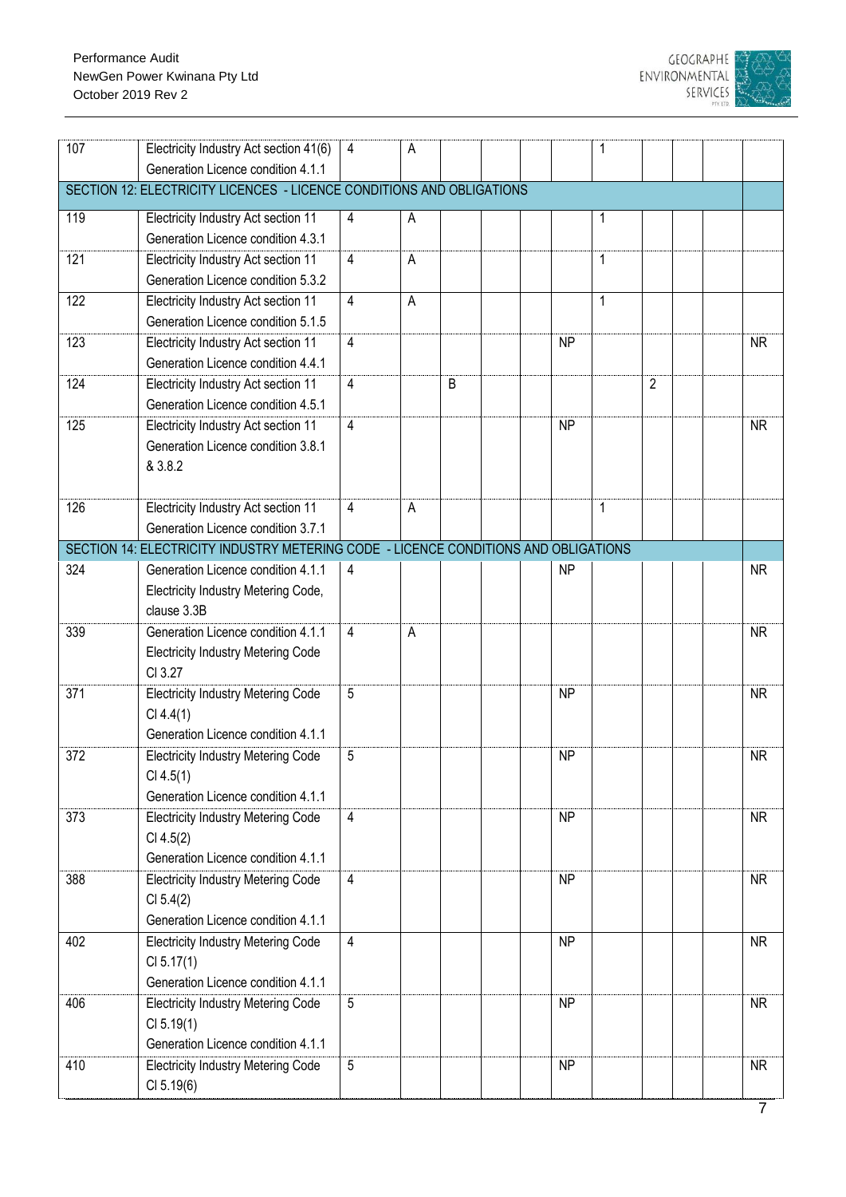| | | | | | | | | | | | | |
|---|---|---|---|---|---|---|---|---|---|---|---|---|
| 107 | Electricity Industry Act section 41(6) Generation Licence condition 4.1.1 | 4 | A | | | | | 1 | | | | |
| SECTION 12: ELECTRICITY LICENCES - LICENCE CONDITIONS AND OBLIGATIONS | | | | | | | | | | | | |
| 119 | Electricity Industry Act section 11 Generation Licence condition 4.3.1 | 4 | A | | | | | 1 | | | | |
| 121 | Electricity Industry Act section 11 Generation Licence condition 5.3.2 | 4 | A | | | | | 1 | | | | |
| 122 | Electricity Industry Act section 11 Generation Licence condition 5.1.5 | 4 | A | | | | | 1 | | | | |
| 123 | Electricity Industry Act section 11 Generation Licence condition 4.4.1 | 4 | | | | | NP | | | | | NR |
| 124 | Electricity Industry Act section 11 Generation Licence condition 4.5.1 | 4 | | B | | | | | 2 | | | |
| 125 | Electricity Industry Act section 11 Generation Licence condition 3.8.1 & 3.8.2 | 4 | | | | | NP | | | | | NR |
| 126 | Electricity Industry Act section 11 Generation Licence condition 3.7.1 | 4 | A | | | | | 1 | | | | |
| SECTION 14: ELECTRICITY INDUSTRY METERING CODE - LICENCE CONDITIONS AND OBLIGATIONS | | | | | | | | | | | | |
| 324 | Generation Licence condition 4.1.1 Electricity Industry Metering Code, clause 3.3B | 4 | | | | | NP | | | | | NR |
| 339 | Generation Licence condition 4.1.1 Electricity Industry Metering Code Cl 3.27 | 4 | A | | | | | | | | | NR |
| 371 | Electricity Industry Metering Code Cl 4.4(1) Generation Licence condition 4.1.1 | 5 | | | | | NP | | | | | NR |
| 372 | Electricity Industry Metering Code Cl 4.5(1) Generation Licence condition 4.1.1 | 5 | | | | | NP | | | | | NR |
| 373 | Electricity Industry Metering Code Cl 4.5(2) Generation Licence condition 4.1.1 | 4 | | | | | NP | | | | | NR |
| 388 | Electricity Industry Metering Code Cl 5.4(2) Generation Licence condition 4.1.1 | 4 | | | | | NP | | | | | NR |
| 402 | Electricity Industry Metering Code Cl 5.17(1) Generation Licence condition 4.1.1 | 4 | | | | | NP | | | | | NR |
| 406 | Electricity Industry Metering Code Cl 5.19(1) Generation Licence condition 4.1.1 | 5 | | | | | NP | | | | | NR |
| 410 | Electricity Industry Metering Code Cl 5.19(6) | 5 | | | | | NP | | | | | NR |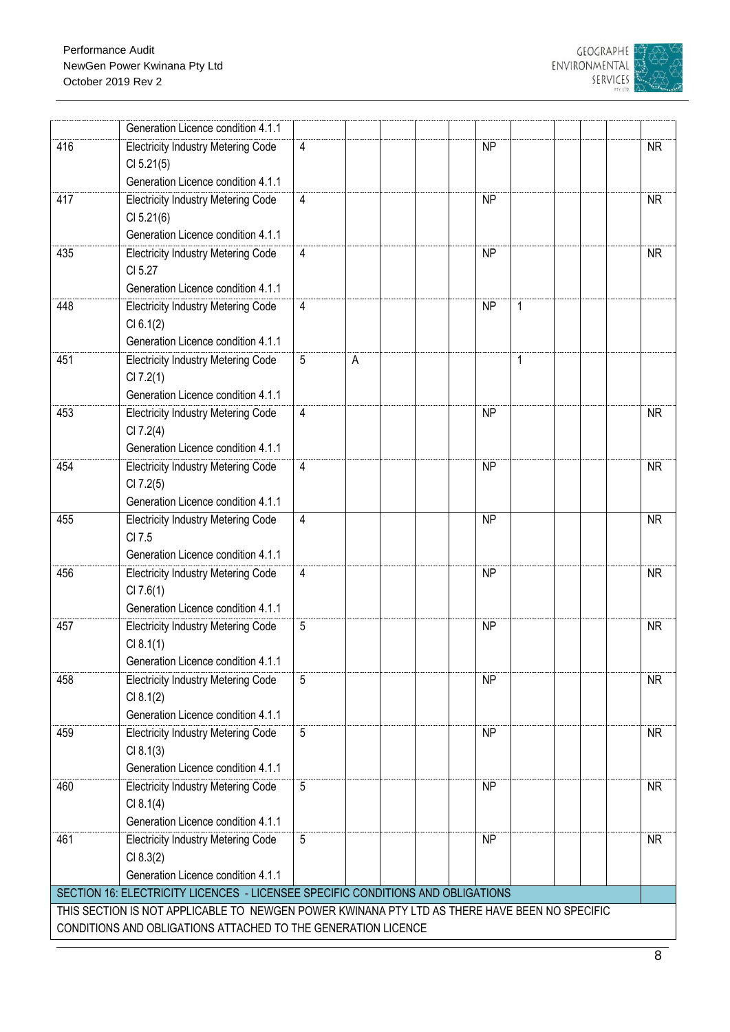| | | | | | | | | | | | | |
|---|---|---|---|---|---|---|---|---|---|---|---|---|
| | Generation Licence condition 4.1.1 | | | | | | | | | | | |
| 416 | Electricity Industry Metering Code Cl 5.21(5) Generation Licence condition 4.1.1 | 4 | | | | | NP | | | | | NR |
| 417 | Electricity Industry Metering Code Cl 5.21(6) Generation Licence condition 4.1.1 | 4 | | | | | NP | | | | | NR |
| 435 | Electricity Industry Metering Code Cl 5.27 Generation Licence condition 4.1.1 | 4 | | | | | NP | | | | | NR |
| 448 | Electricity Industry Metering Code Cl 6.1(2) Generation Licence condition 4.1.1 | 4 | | | | | NP | 1 | | | | |
| 451 | Electricity Industry Metering Code Cl 7.2(1) Generation Licence condition 4.1.1 | 5 | A | | | | | 1 | | | | |
| 453 | Electricity Industry Metering Code Cl 7.2(4) Generation Licence condition 4.1.1 | 4 | | | | | NP | | | | | NR |
| 454 | Electricity Industry Metering Code Cl 7.2(5) Generation Licence condition 4.1.1 | 4 | | | | | NP | | | | | NR |
| 455 | Electricity Industry Metering Code Cl 7.5 Generation Licence condition 4.1.1 | 4 | | | | | NP | | | | | NR |
| 456 | Electricity Industry Metering Code Cl 7.6(1) Generation Licence condition 4.1.1 | 4 | | | | | NP | | | | | NR |
| 457 | Electricity Industry Metering Code Cl 8.1(1) Generation Licence condition 4.1.1 | 5 | | | | | NP | | | | | NR |
| 458 | Electricity Industry Metering Code Cl 8.1(2) Generation Licence condition 4.1.1 | 5 | | | | | NP | | | | | NR |
| 459 | Electricity Industry Metering Code Cl 8.1(3) Generation Licence condition 4.1.1 | 5 | | | | | NP | | | | | NR |
| 460 | Electricity Industry Metering Code Cl 8.1(4) Generation Licence condition 4.1.1 | 5 | | | | | NP | | | | | NR |
| 461 | Electricity Industry Metering Code Cl 8.3(2) Generation Licence condition 4.1.1 | 5 | | | | | NP | | | | | NR |
| SECTION 16: ELECTRICITY LICENCES - LICENSEE SPECIFIC CONDITIONS AND OBLIGATIONS | | | | | | | | | | | | |
| THIS SECTION IS NOT APPLICABLE TO NEWGEN POWER KWINANA PTY LTD AS THERE HAVE BEEN NO SPECIFIC CONDITIONS AND OBLIGATIONS ATTACHED TO THE GENERATION LICENCE | | | | | | | | | | | | |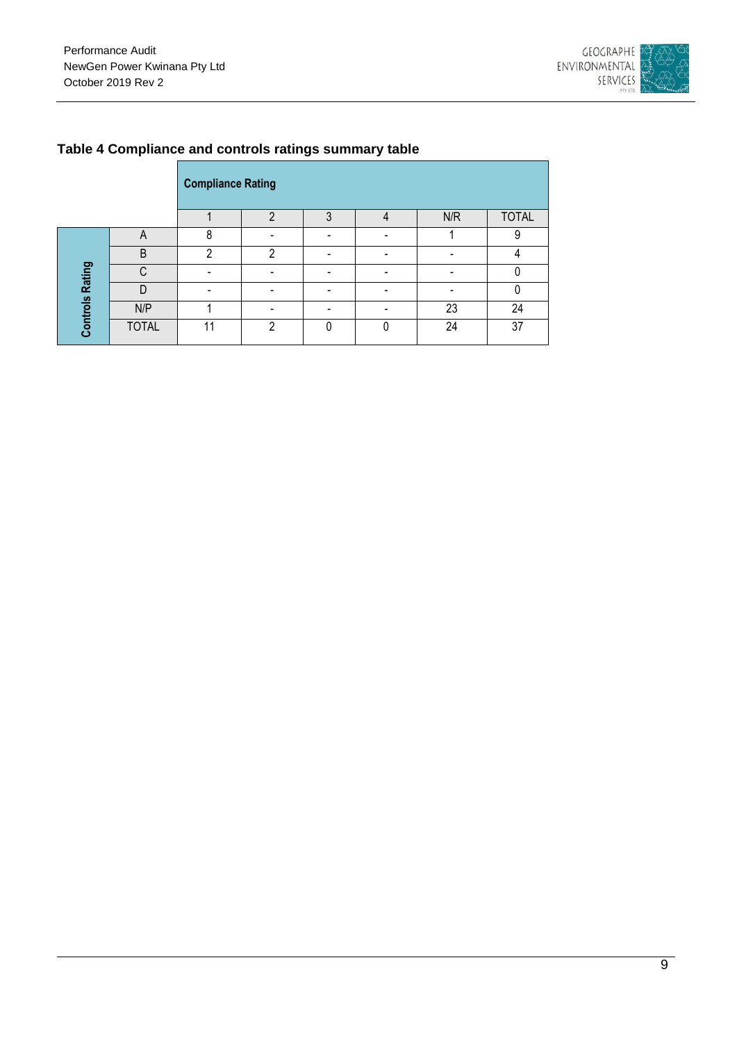### Table 4 Compliance and controls ratings summary table

| | | Compliance Rating | | | | | |
|---|---|---|---|---|---|---|---|
| | | 1 | 2 | 3 | 4 | N/R | TOTAL |
| Controls Rating | A | 8 | - | - | - | 1 | 9 |
| | B | 2 | 2 | - | - | - | 4 |
| | C | - | - | - | - | - | 0 |
| | D | - | - | - | - | - | 0 |
| | N/P | 1 | - | - | - | 23 | 24 |
| | TOTAL | 11 | 2 | 0 | 0 | 24 | 37 |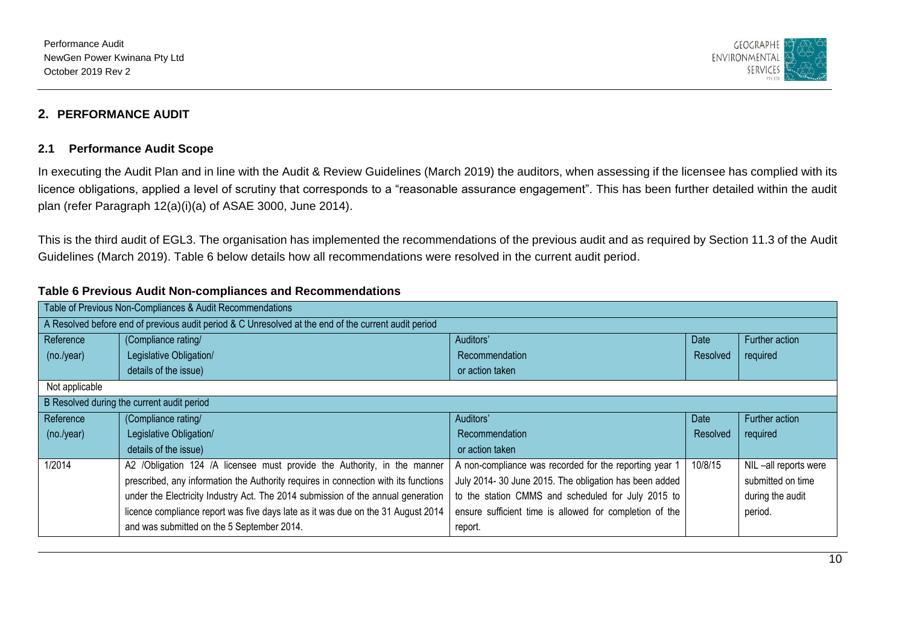## 2. PERFORMANCE AUDIT

### 2.1 Performance Audit Scope

In executing the Audit Plan and in line with the Audit & Review Guidelines (March 2019) the auditors, when assessing if the licensee has complied with its licence obligations, applied a level of scrutiny that corresponds to a "reasonable assurance engagement". This has been further detailed within the audit plan (refer Paragraph 12(a)(i)(a) of ASAE 3000, June 2014).

This is the third audit of EGL3. The organisation has implemented the recommendations of the previous audit and as required by Section 11.3 of the Audit Guidelines (March 2019). Table 6 below details how all recommendations were resolved in the current audit period.

**Table 6 Previous Audit Non-compliances and Recommendations**

| Table of Previous Non-Compliances & Audit Recommendations | | | | |
|---|---|---|---|---|
| A Resolved before end of previous audit period & C Unresolved at the end of the current audit period | | | | |
| Reference (no./year) | (Compliance rating/ Legislative Obligation/ details of the issue) | Auditors' Recommendation or action taken | Date Resolved | Further action required |
| Not applicable | | | | |
| B Resolved during the current audit period | | | | |
| Reference (no./year) | (Compliance rating/ Legislative Obligation/ details of the issue) | Auditors' Recommendation or action taken | Date Resolved | Further action required |
| 1/2014 | A2 /Obligation 124 /A licensee must provide the Authority, in the manner prescribed, any information the Authority requires in connection with its functions under the Electricity Industry Act. The 2014 submission of the annual generation licence compliance report was five days late as it was due on the 31 August 2014 and was submitted on the 5 September 2014. | A non-compliance was recorded for the reporting year 1 July 2014- 30 June 2015. The obligation has been added to the station CMMS and scheduled for July 2015 to ensure sufficient time is allowed for completion of the report. | 10/8/15 | NIL –all reports were submitted on time during the audit period. |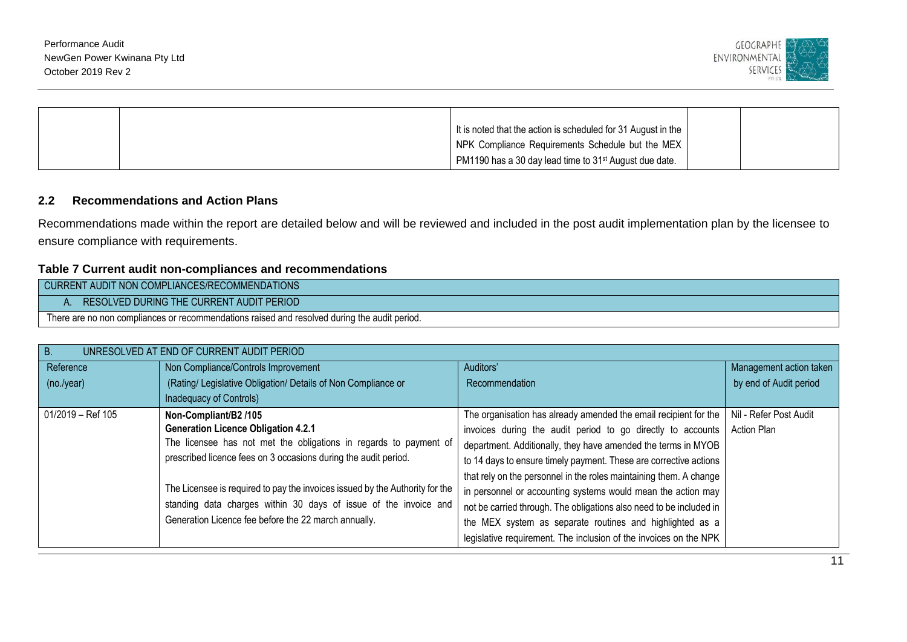| | | It is noted that the action is scheduled for 31 August in the NPK Compliance Requirements Schedule but the MEX PM1190 has a 30 day lead time to 31st August due date. | | |
|---|---|---|---|---|

## 2.2 Recommendations and Action Plans

Recommendations made within the report are detailed below and will be reviewed and included in the post audit implementation plan by the licensee to ensure compliance with requirements.

### Table 7 Current audit non-compliances and recommendations

| CURRENT AUDIT NON COMPLIANCES/RECOMMENDATIONS |
|---|
| A. RESOLVED DURING THE CURRENT AUDIT PERIOD |
| There are no non compliances or recommendations raised and resolved during the audit period. |

| B. UNRESOLVED AT END OF CURRENT AUDIT PERIOD | | | |
|---|---|---|---|
| Reference (no./year) | Non Compliance/Controls Improvement (Rating/ Legislative Obligation/ Details of Non Compliance or Inadequacy of Controls) | Auditors' Recommendation | Management action taken by end of Audit period |
| 01/2019 – Ref 105 | **Non-Compliant/B2 /105**<br>**Generation Licence Obligation 4.2.1**<br>The licensee has not met the obligations in regards to payment of prescribed licence fees on 3 occasions during the audit period.<br><br>The Licensee is required to pay the invoices issued by the Authority for the standing data charges within 30 days of issue of the invoice and Generation Licence fee before the 22 march annually. | The organisation has already amended the email recipient for the invoices during the audit period to go directly to accounts department. Additionally, they have amended the terms in MYOB to 14 days to ensure timely payment. These are corrective actions that rely on the personnel in the roles maintaining them. A change in personnel or accounting systems would mean the action may not be carried through. The obligations also need to be included in the MEX system as separate routines and highlighted as a legislative requirement. The inclusion of the invoices on the NPK | Nil - Refer Post Audit Action Plan |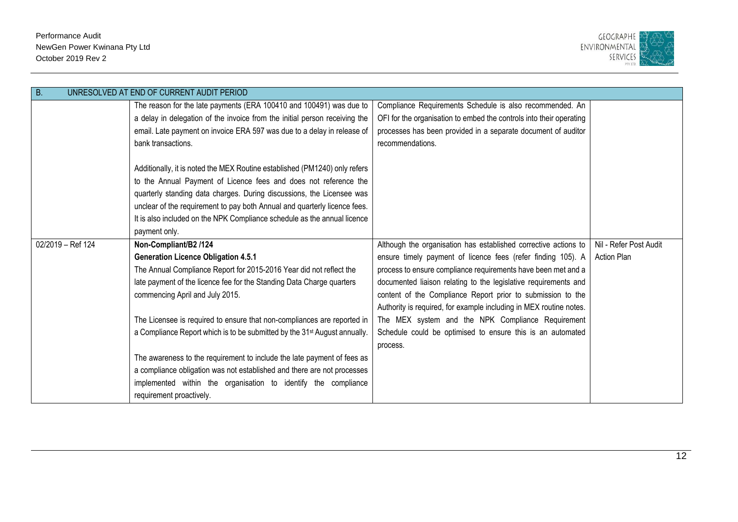| B. UNRESOLVED AT END OF CURRENT AUDIT PERIOD | | | |
|---|---|---|---|
| | The reason for the late payments (ERA 100410 and 100491) was due to a delay in delegation of the invoice from the initial person receiving the email. Late payment on invoice ERA 597 was due to a delay in release of bank transactions.<br><br>Additionally, it is noted the MEX Routine established (PM1240) only refers to the Annual Payment of Licence fees and does not reference the quarterly standing data charges. During discussions, the Licensee was unclear of the requirement to pay both Annual and quarterly licence fees. It is also included on the NPK Compliance schedule as the annual licence payment only. | Compliance Requirements Schedule is also recommended. An OFI for the organisation to embed the controls into their operating processes has been provided in a separate document of auditor recommendations. | |
| 02/2019 – Ref 124 | **Non-Compliant/B2 /124**<br>**Generation Licence Obligation 4.5.1**<br>The Annual Compliance Report for 2015-2016 Year did not reflect the late payment of the licence fee for the Standing Data Charge quarters commencing April and July 2015.<br><br>The Licensee is required to ensure that non-compliances are reported in a Compliance Report which is to be submitted by the 31st August annually.<br><br>The awareness to the requirement to include the late payment of fees as a compliance obligation was not established and there are not processes implemented within the organisation to identify the compliance requirement proactively. | Although the organisation has established corrective actions to ensure timely payment of licence fees (refer finding 105). A process to ensure compliance requirements have been met and a documented liaison relating to the legislative requirements and content of the Compliance Report prior to submission to the Authority is required, for example including in MEX routine notes. The MEX system and the NPK Compliance Requirement Schedule could be optimised to ensure this is an automated process. | Nil - Refer Post Audit Action Plan |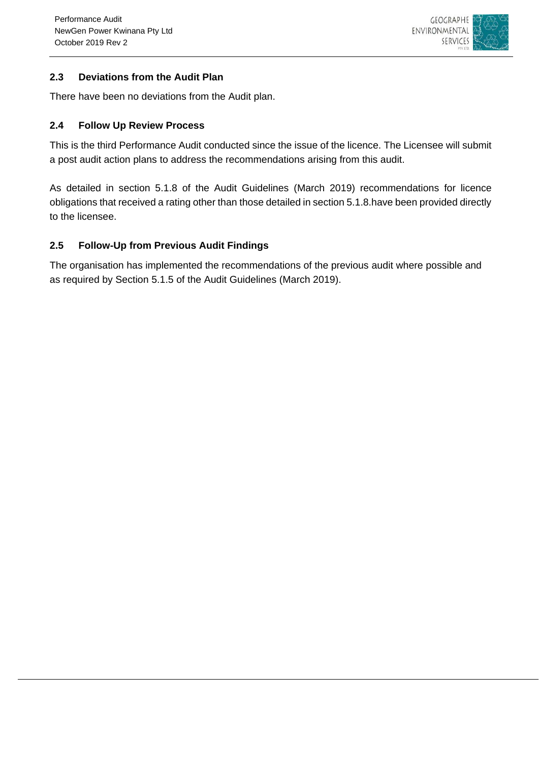## 2.3 Deviations from the Audit Plan

There have been no deviations from the Audit plan.

## 2.4 Follow Up Review Process

This is the third Performance Audit conducted since the issue of the licence. The Licensee will submit a post audit action plans to address the recommendations arising from this audit.

As detailed in section 5.1.8 of the Audit Guidelines (March 2019) recommendations for licence obligations that received a rating other than those detailed in section 5.1.8.have been provided directly to the licensee.

## 2.5 Follow-Up from Previous Audit Findings

The organisation has implemented the recommendations of the previous audit where possible and as required by Section 5.1.5 of the Audit Guidelines (March 2019).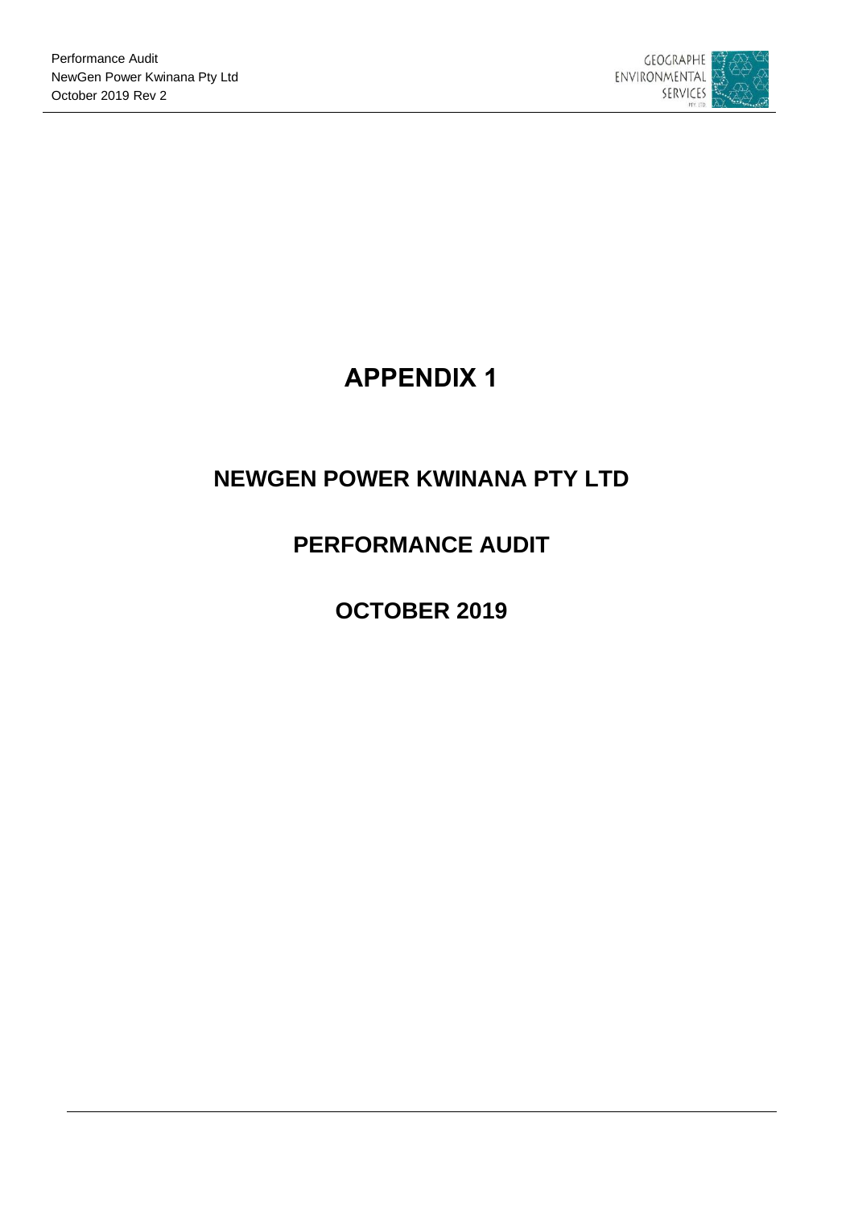# APPENDIX 1

## NEWGEN POWER KWINANA PTY LTD

## PERFORMANCE AUDIT

## OCTOBER 2019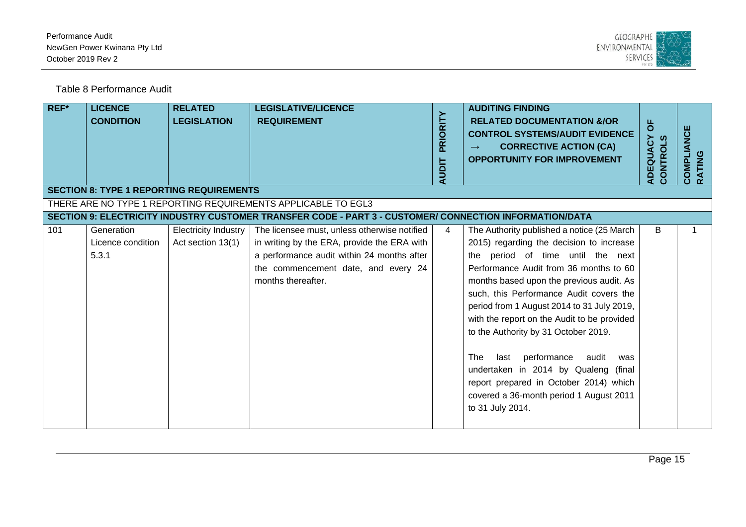Table 8 Performance Audit

| REF* | LICENCE CONDITION | RELATED LEGISLATION | LEGISLATIVE/LICENCE REQUIREMENT | AUDIT PRIORITY | AUDITING FINDING RELATED DOCUMENTATION &/OR CONTROL SYSTEMS/AUDIT EVIDENCE → CORRECTIVE ACTION (CA) OPPORTUNITY FOR IMPROVEMENT | ADEQUACY OF CONTROLS | COMPLIANCE RATING |
|---|---|---|---|---|---|---|---|
| **SECTION 8: TYPE 1 REPORTING REQUIREMENTS** | | | | | | | |
| THERE ARE NO TYPE 1 REPORTING REQUIREMENTS APPLICABLE TO EGL3 | | | | | | | |
| **SECTION 9: ELECTRICITY INDUSTRY CUSTOMER TRANSFER CODE - PART 3 - CUSTOMER/ CONNECTION INFORMATION/DATA** | | | | | | | |
| 101 | Generation Licence condition 5.3.1 | Electricity Industry Act section 13(1) | The licensee must, unless otherwise notified in writing by the ERA, provide the ERA with a performance audit within 24 months after the commencement date, and every 24 months thereafter. | 4 | The Authority published a notice (25 March 2015) regarding the decision to increase the period of time until the next Performance Audit from 36 months to 60 months based upon the previous audit. As such, this Performance Audit covers the period from 1 August 2014 to 31 July 2019, with the report on the Audit to be provided to the Authority by 31 October 2019.<br><br>The last performance audit was undertaken in 2014 by Qualeng (final report prepared in October 2014) which covered a 36-month period 1 August 2011 to 31 July 2014. | B | 1 |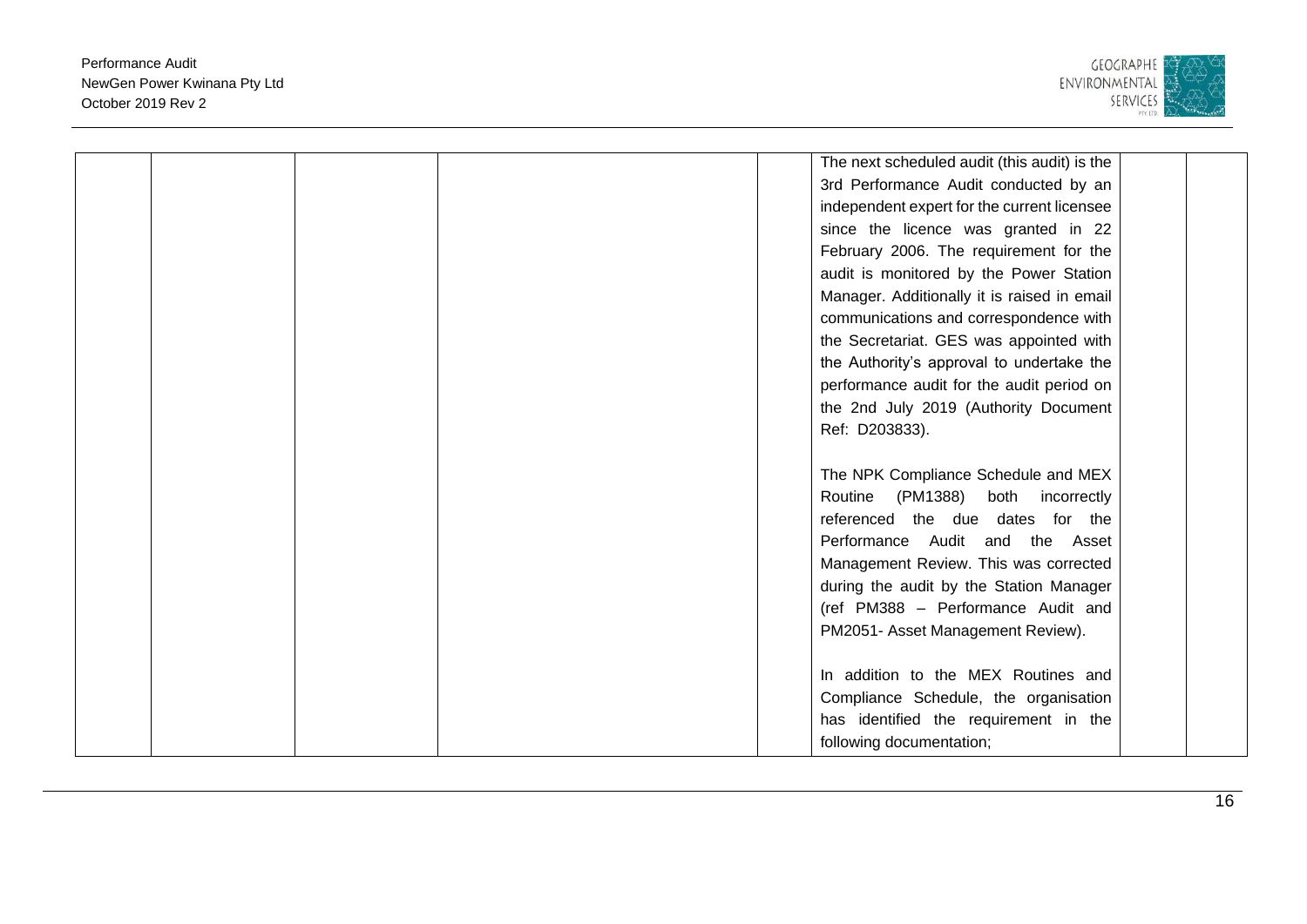|  |  |  |  |  |  |  |  |
|---|---|---|---|---|---|---|---|
|  |  |  |  |  | The next scheduled audit (this audit) is the 3rd Performance Audit conducted by an independent expert for the current licensee since the licence was granted in 22 February 2006. The requirement for the audit is monitored by the Power Station Manager. Additionally it is raised in email communications and correspondence with the Secretariat. GES was appointed with the Authority's approval to undertake the performance audit for the audit period on the 2nd July 2019 (Authority Document Ref: D203833).<br><br>The NPK Compliance Schedule and MEX Routine (PM1388) both incorrectly referenced the due dates for the Performance Audit and the Asset Management Review. This was corrected during the audit by the Station Manager (ref PM388 – Performance Audit and PM2051- Asset Management Review).<br><br>In addition to the MEX Routines and Compliance Schedule, the organisation has identified the requirement in the following documentation; |  |  |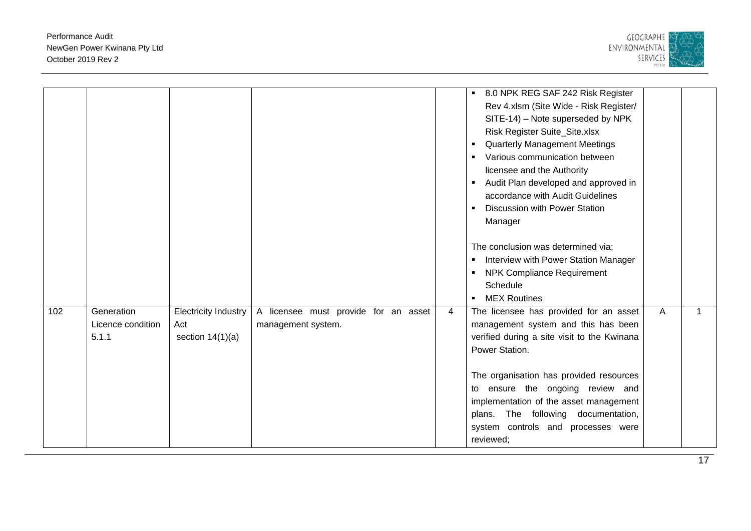| | | | | | | | |
|---|---|---|---|---|---|---|---|
| | | | | | ▪ 8.0 NPK REG SAF 242 Risk Register Rev 4.xlsm (Site Wide - Risk Register/ SITE-14) – Note superseded by NPK Risk Register Suite_Site.xlsx<br>▪ Quarterly Management Meetings<br>▪ Various communication between licensee and the Authority<br>▪ Audit Plan developed and approved in accordance with Audit Guidelines<br>▪ Discussion with Power Station Manager<br><br>The conclusion was determined via;<br>▪ Interview with Power Station Manager<br>▪ NPK Compliance Requirement Schedule<br>▪ MEX Routines | | |
| 102 | Generation Licence condition 5.1.1 | Electricity Industry Act section 14(1)(a) | A licensee must provide for an asset management system. | 4 | The licensee has provided for an asset management system and this has been verified during a site visit to the Kwinana Power Station.<br><br>The organisation has provided resources to ensure the ongoing review and implementation of the asset management plans. The following documentation, system controls and processes were reviewed; | A | 1 |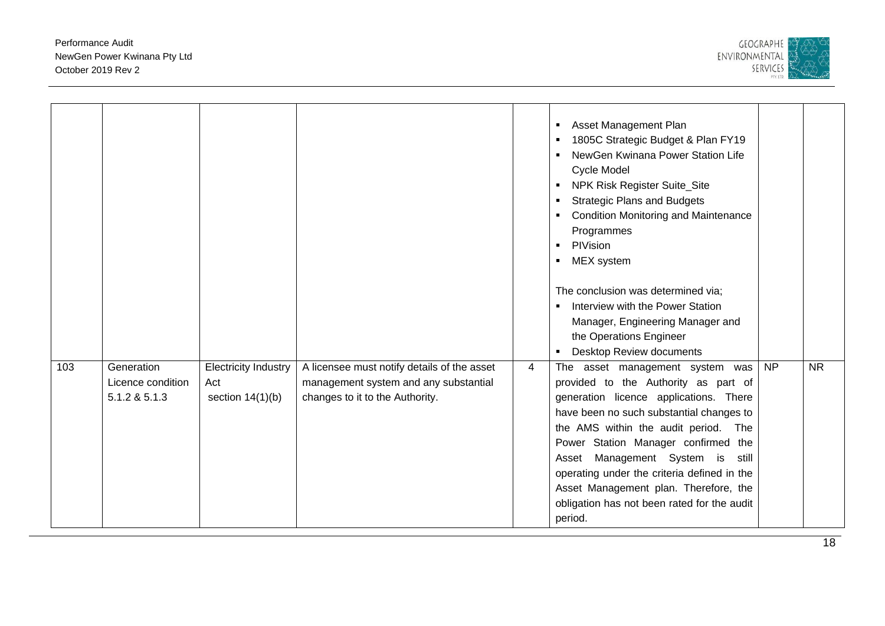| | | | | | | | |
|---|---|---|---|---|---|---|---|
| | | | | | ▪ Asset Management Plan<br>▪ 1805C Strategic Budget & Plan FY19<br>▪ NewGen Kwinana Power Station Life Cycle Model<br>▪ NPK Risk Register Suite_Site<br>▪ Strategic Plans and Budgets<br>▪ Condition Monitoring and Maintenance Programmes<br>▪ PIVision<br>▪ MEX system<br><br>The conclusion was determined via;<br>▪ Interview with the Power Station Manager, Engineering Manager and the Operations Engineer<br>▪ Desktop Review documents | | |
| 103 | Generation Licence condition 5.1.2 & 5.1.3 | Electricity Industry Act section 14(1)(b) | A licensee must notify details of the asset management system and any substantial changes to it to the Authority. | 4 | The asset management system was provided to the Authority as part of generation licence applications. There have been no such substantial changes to the AMS within the audit period. The Power Station Manager confirmed the Asset Management System is still operating under the criteria defined in the Asset Management plan. Therefore, the obligation has not been rated for the audit period. | NP | NR |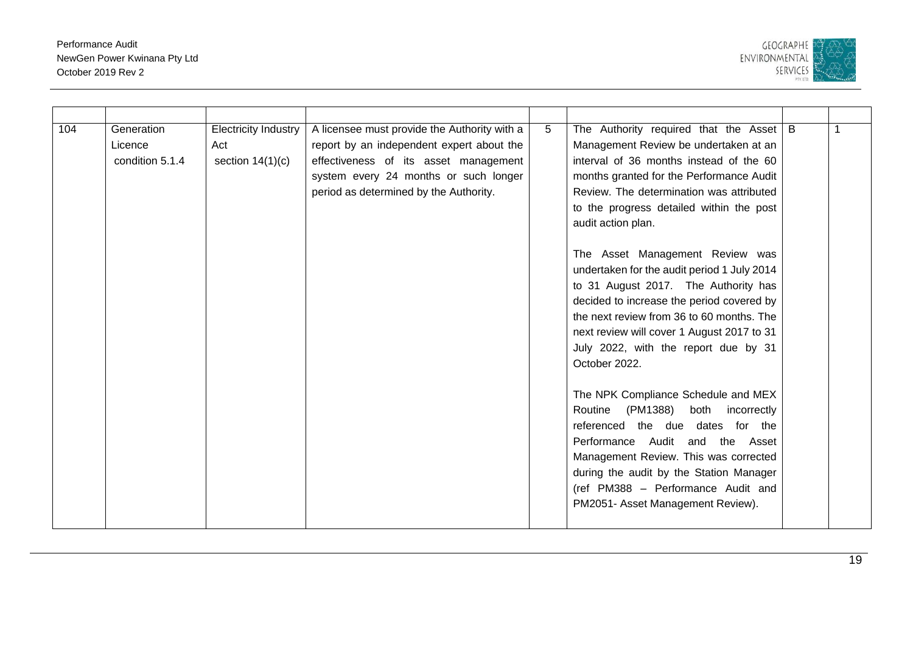| | | | | | | | |
|---|---|---|---|---|---|---|---|
| 104 | Generation Licence condition 5.1.4 | Electricity Industry Act section 14(1)(c) | A licensee must provide the Authority with a report by an independent expert about the effectiveness of its asset management system every 24 months or such longer period as determined by the Authority. | 5 | The Authority required that the Asset Management Review be undertaken at an interval of 36 months instead of the 60 months granted for the Performance Audit Review. The determination was attributed to the progress detailed within the post audit action plan.<br><br>The Asset Management Review was undertaken for the audit period 1 July 2014 to 31 August 2017. The Authority has decided to increase the period covered by the next review from 36 to 60 months. The next review will cover 1 August 2017 to 31 July 2022, with the report due by 31 October 2022.<br><br>The NPK Compliance Schedule and MEX Routine (PM1388) both incorrectly referenced the due dates for the Performance Audit and the Asset Management Review. This was corrected during the audit by the Station Manager (ref PM388 – Performance Audit and PM2051- Asset Management Review). | B | 1 |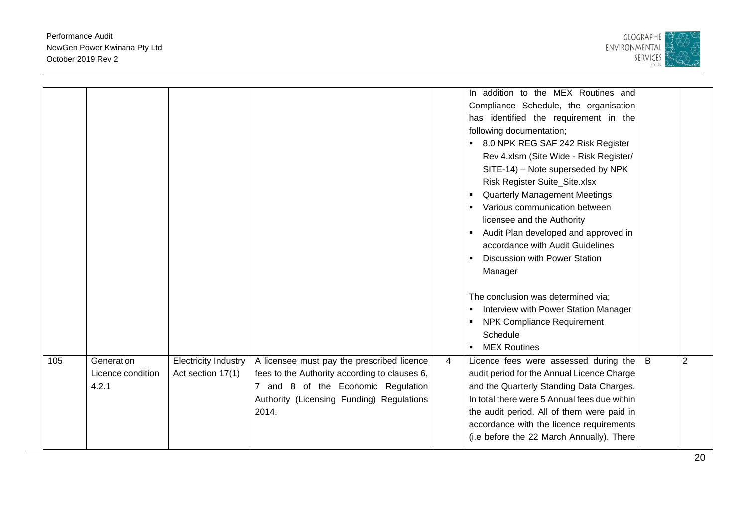| | | | | | | | |
|---|---|---|---|---|---|---|---|
| | | | | | In addition to the MEX Routines and Compliance Schedule, the organisation has identified the requirement in the following documentation;<br>▪ 8.0 NPK REG SAF 242 Risk Register Rev 4.xlsm (Site Wide - Risk Register/ SITE-14) – Note superseded by NPK Risk Register Suite_Site.xlsx<br>▪ Quarterly Management Meetings<br>▪ Various communication between licensee and the Authority<br>▪ Audit Plan developed and approved in accordance with Audit Guidelines<br>▪ Discussion with Power Station Manager<br><br>The conclusion was determined via;<br>▪ Interview with Power Station Manager<br>▪ NPK Compliance Requirement Schedule<br>▪ MEX Routines | | |
| 105 | Generation Licence condition 4.2.1 | Electricity Industry Act section 17(1) | A licensee must pay the prescribed licence fees to the Authority according to clauses 6, 7 and 8 of the Economic Regulation Authority (Licensing Funding) Regulations 2014. | 4 | Licence fees were assessed during the audit period for the Annual Licence Charge and the Quarterly Standing Data Charges. In total there were 5 Annual fees due within the audit period. All of them were paid in accordance with the licence requirements (i.e before the 22 March Annually). There | B | 2 |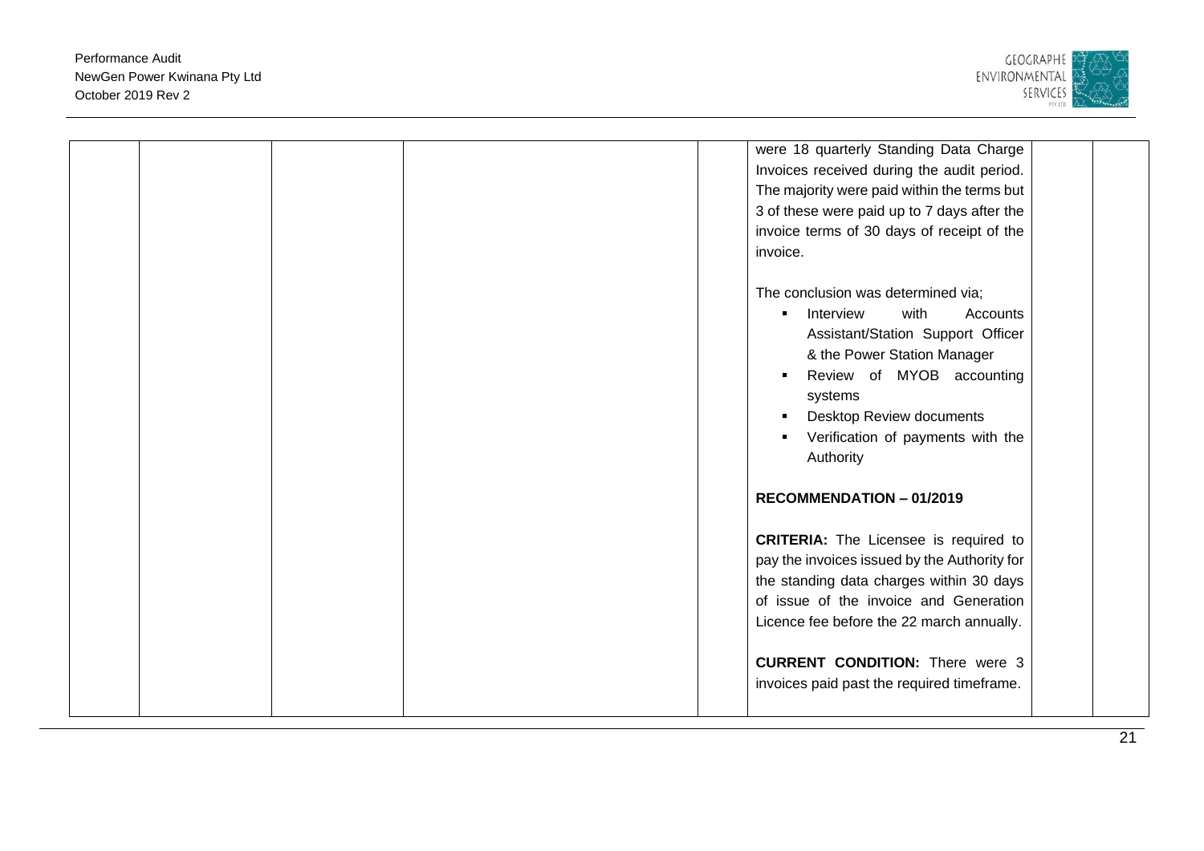| | | | | | | | |
|---|---|---|---|---|---|---|---|
| | | | | | were 18 quarterly Standing Data Charge Invoices received during the audit period. The majority were paid within the terms but 3 of these were paid up to 7 days after the invoice terms of 30 days of receipt of the invoice.<br><br>The conclusion was determined via;<br>▪ Interview with Accounts Assistant/Station Support Officer & the Power Station Manager<br>▪ Review of MYOB accounting systems<br>▪ Desktop Review documents<br>▪ Verification of payments with the Authority<br><br>**RECOMMENDATION – 01/2019**<br><br>**CRITERIA:** The Licensee is required to pay the invoices issued by the Authority for the standing data charges within 30 days of issue of the invoice and Generation Licence fee before the 22 march annually.<br><br>**CURRENT CONDITION:** There were 3 invoices paid past the required timeframe. | | |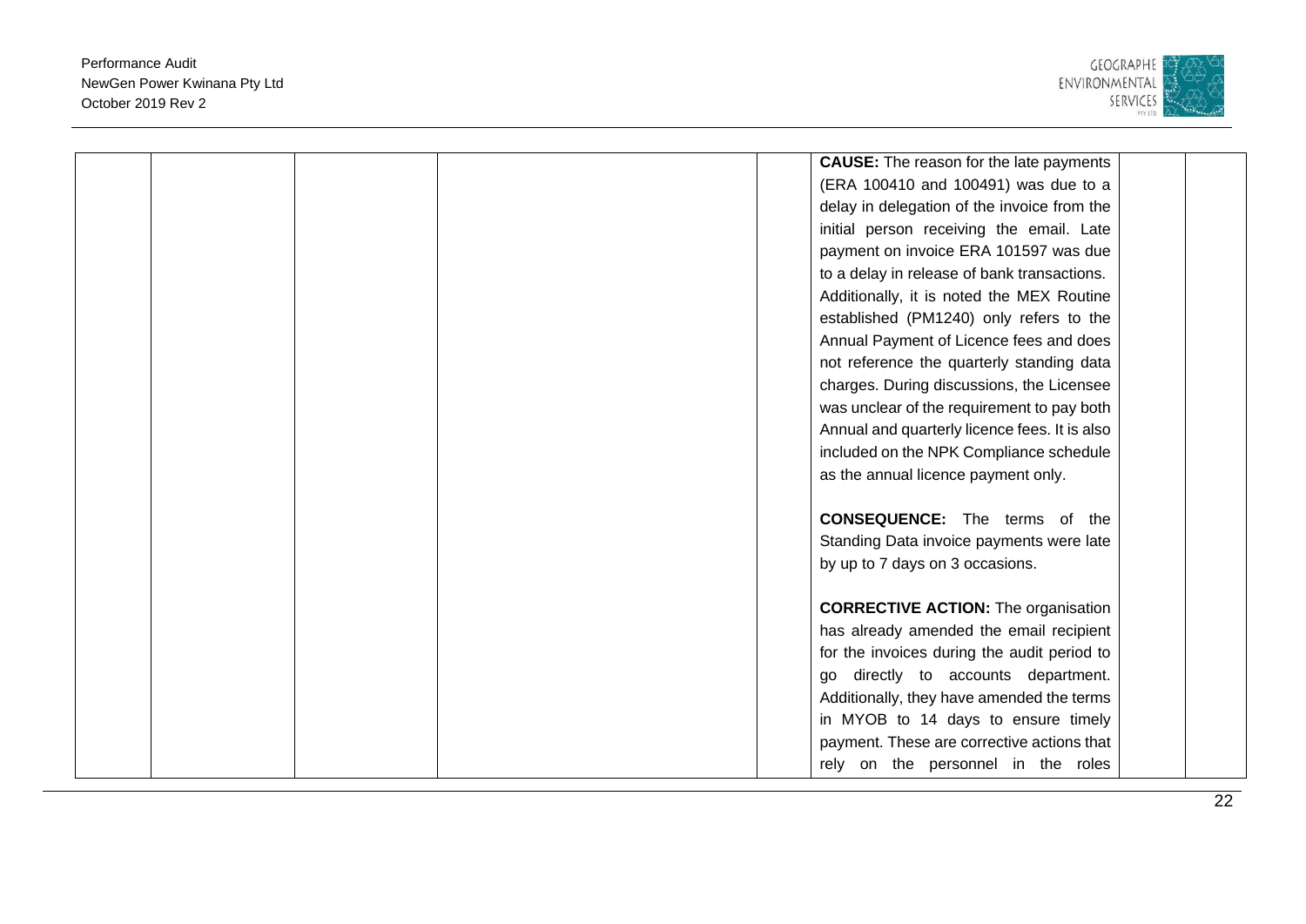| | | | | | | | |
|---|---|---|---|---|---|---|---|
| | | | | | **CAUSE:** The reason for the late payments (ERA 100410 and 100491) was due to a delay in delegation of the invoice from the initial person receiving the email. Late payment on invoice ERA 101597 was due to a delay in release of bank transactions. Additionally, it is noted the MEX Routine established (PM1240) only refers to the Annual Payment of Licence fees and does not reference the quarterly standing data charges. During discussions, the Licensee was unclear of the requirement to pay both Annual and quarterly licence fees. It is also included on the NPK Compliance schedule as the annual licence payment only.<br><br>**CONSEQUENCE:** The terms of the Standing Data invoice payments were late by up to 7 days on 3 occasions.<br><br>**CORRECTIVE ACTION:** The organisation has already amended the email recipient for the invoices during the audit period to go directly to accounts department. Additionally, they have amended the terms in MYOB to 14 days to ensure timely payment. These are corrective actions that rely on the personnel in the roles | | |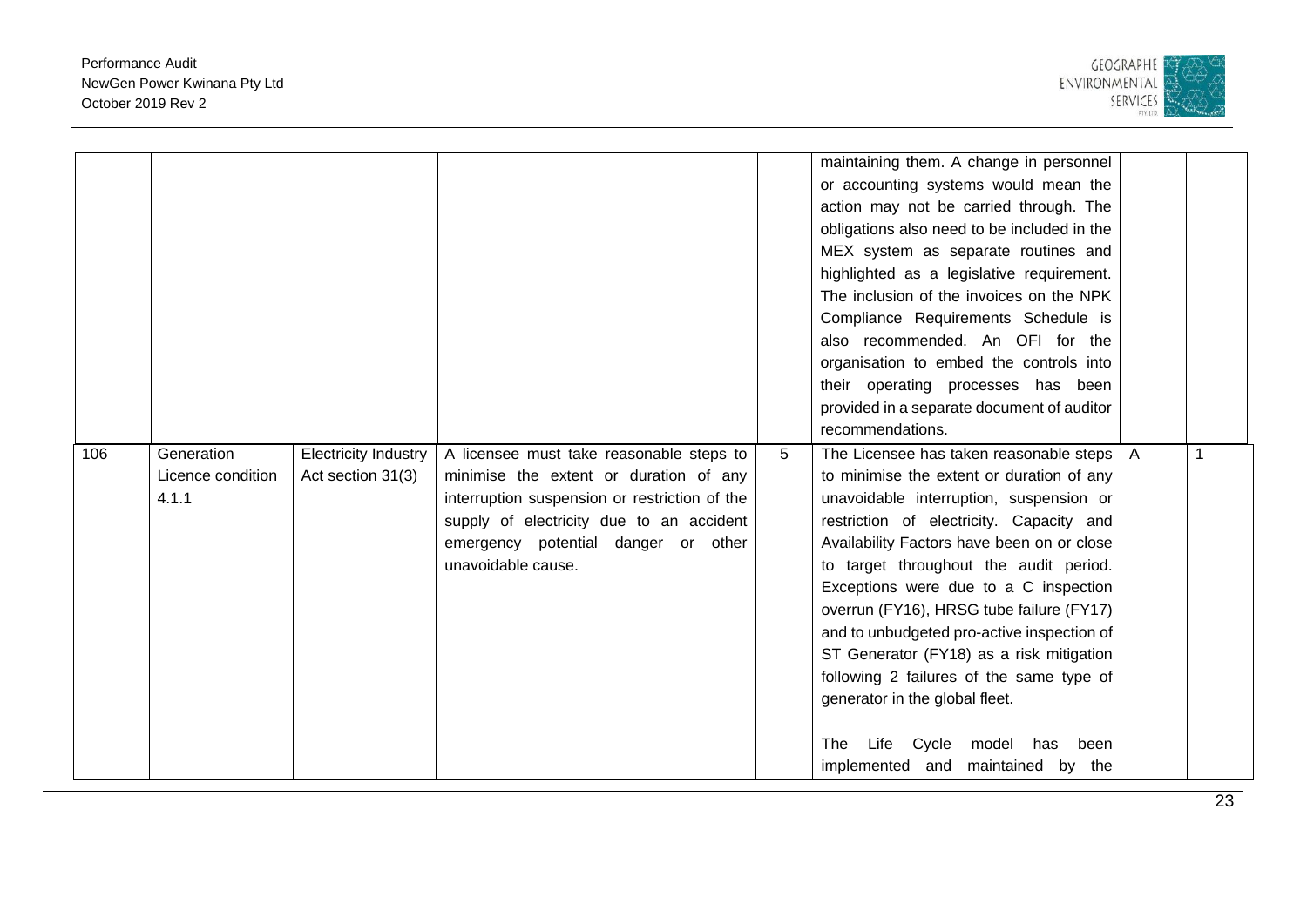| | | | | | | | |
|---|---|---|---|---|---|---|---|
| | | | | | maintaining them. A change in personnel or accounting systems would mean the action may not be carried through. The obligations also need to be included in the MEX system as separate routines and highlighted as a legislative requirement. The inclusion of the invoices on the NPK Compliance Requirements Schedule is also recommended. An OFI for the organisation to embed the controls into their operating processes has been provided in a separate document of auditor recommendations. | | |
| 106 | Generation Licence condition 4.1.1 | Electricity Industry Act section 31(3) | A licensee must take reasonable steps to minimise the extent or duration of any interruption suspension or restriction of the supply of electricity due to an accident emergency potential danger or other unavoidable cause. | 5 | The Licensee has taken reasonable steps to minimise the extent or duration of any unavoidable interruption, suspension or restriction of electricity. Capacity and Availability Factors have been on or close to target throughout the audit period. Exceptions were due to a C inspection overrun (FY16), HRSG tube failure (FY17) and to unbudgeted pro-active inspection of ST Generator (FY18) as a risk mitigation following 2 failures of the same type of generator in the global fleet.<br><br>The Life Cycle model has been implemented and maintained by the | A | 1 |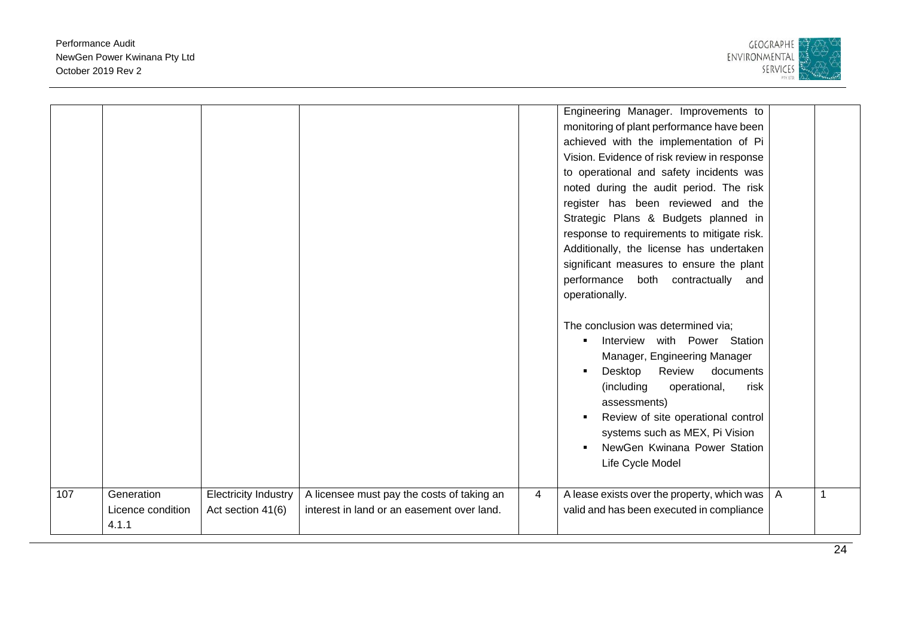| | | | | | | | |
|---|---|---|---|---|---|---|---|
| | | | | | Engineering Manager. Improvements to monitoring of plant performance have been achieved with the implementation of Pi Vision. Evidence of risk review in response to operational and safety incidents was noted during the audit period. The risk register has been reviewed and the Strategic Plans & Budgets planned in response to requirements to mitigate risk. Additionally, the license has undertaken significant measures to ensure the plant performance both contractually and operationally.<br><br>The conclusion was determined via;<br>▪ Interview with Power Station Manager, Engineering Manager<br>▪ Desktop Review documents (including operational, risk assessments)<br>▪ Review of site operational control systems such as MEX, Pi Vision<br>▪ NewGen Kwinana Power Station Life Cycle Model | | |
| 107 | Generation Licence condition 4.1.1 | Electricity Industry Act section 41(6) | A licensee must pay the costs of taking an interest in land or an easement over land. | 4 | A lease exists over the property, which was valid and has been executed in compliance | A | 1 |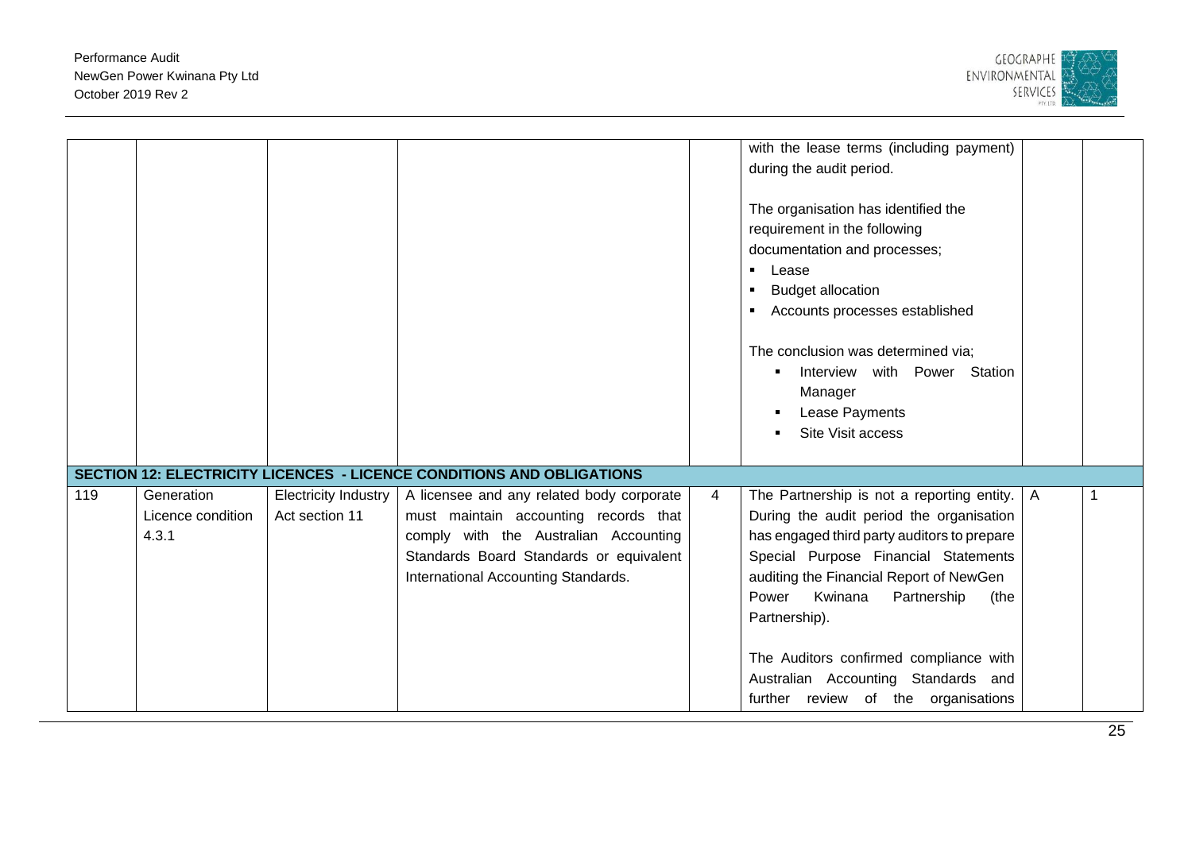| | | | | | | | |
|---|---|---|---|---|---|---|---|
| | | | | | with the lease terms (including payment) during the audit period.<br><br>The organisation has identified the requirement in the following documentation and processes;<br>▪ Lease<br>▪ Budget allocation<br>▪ Accounts processes established<br><br>The conclusion was determined via;<br>▪ Interview with Power Station Manager<br>▪ Lease Payments<br>▪ Site Visit access | | |
| **SECTION 12: ELECTRICITY LICENCES - LICENCE CONDITIONS AND OBLIGATIONS** | | | | | | | |
| 119 | Generation Licence condition 4.3.1 | Electricity Industry Act section 11 | A licensee and any related body corporate must maintain accounting records that comply with the Australian Accounting Standards Board Standards or equivalent International Accounting Standards. | 4 | The Partnership is not a reporting entity. During the audit period the organisation has engaged third party auditors to prepare Special Purpose Financial Statements auditing the Financial Report of NewGen Power Kwinana Partnership (the Partnership).<br><br>The Auditors confirmed compliance with Australian Accounting Standards and further review of the organisations | A | 1 |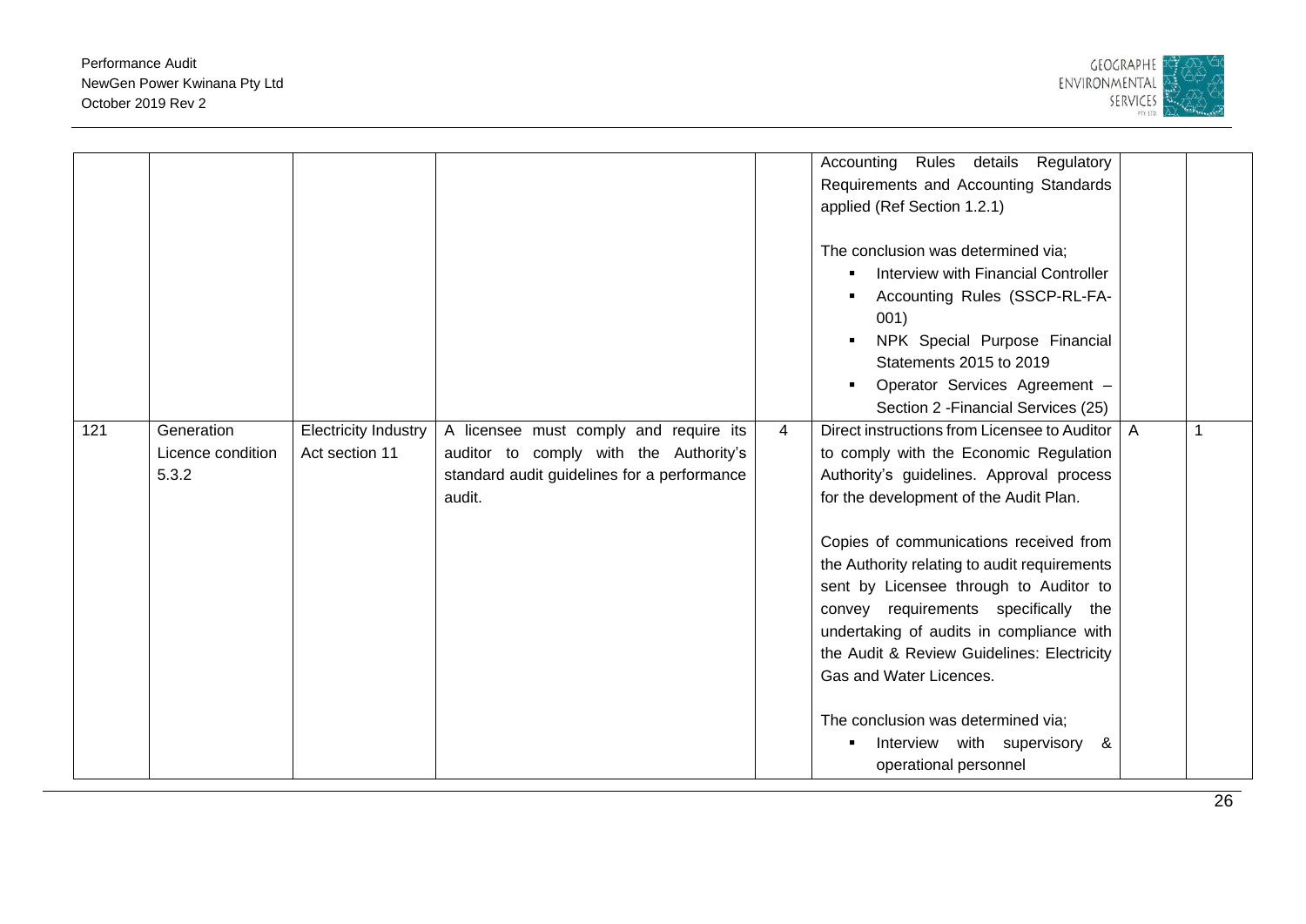| | | | | | | | |
|---|---|---|---|---|---|---|---|
| | | | | | Accounting Rules details Regulatory Requirements and Accounting Standards applied (Ref Section 1.2.1)<br><br>The conclusion was determined via;<br>▪ Interview with Financial Controller<br>▪ Accounting Rules (SSCP-RL-FA-001)<br>▪ NPK Special Purpose Financial Statements 2015 to 2019<br>▪ Operator Services Agreement – Section 2 -Financial Services (25) | | |
| 121 | Generation Licence condition 5.3.2 | Electricity Industry Act section 11 | A licensee must comply and require its auditor to comply with the Authority's standard audit guidelines for a performance audit. | 4 | Direct instructions from Licensee to Auditor to comply with the Economic Regulation Authority's guidelines. Approval process for the development of the Audit Plan.<br><br>Copies of communications received from the Authority relating to audit requirements sent by Licensee through to Auditor to convey requirements specifically the undertaking of audits in compliance with the Audit & Review Guidelines: Electricity Gas and Water Licences.<br><br>The conclusion was determined via;<br>▪ Interview with supervisory & operational personnel | A | 1 |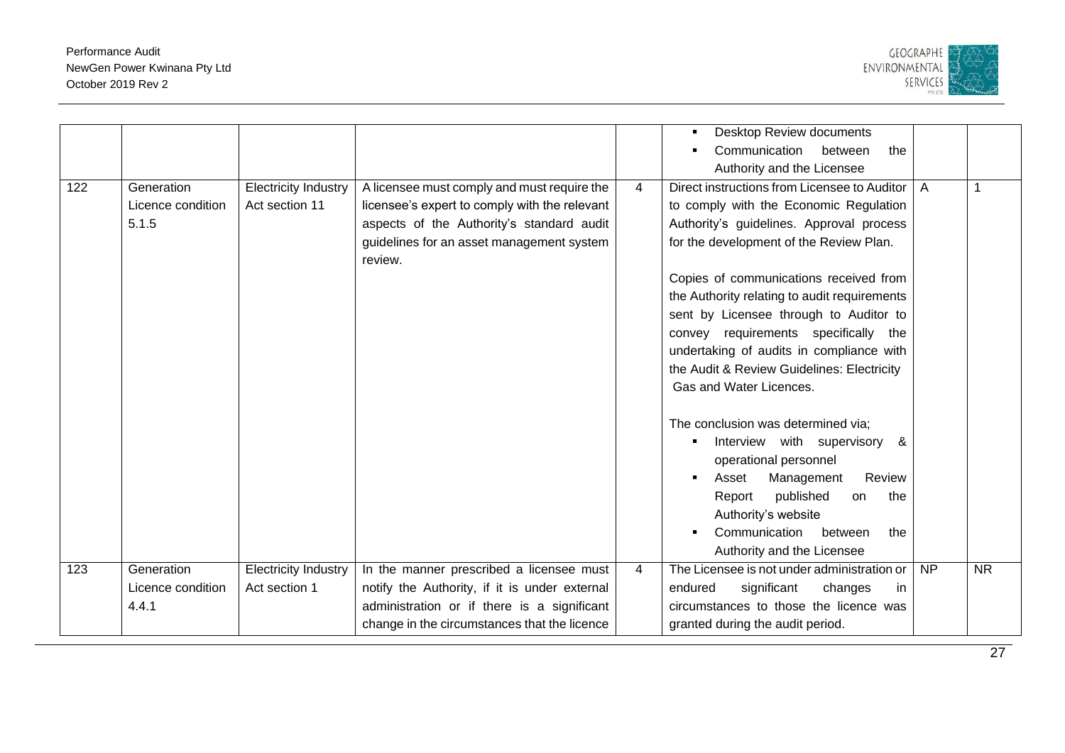| | | | | | | | |
|---|---|---|---|---|---|---|---|
| | | | | | ▪ Desktop Review documents<br>▪ Communication between the Authority and the Licensee | | |
| 122 | Generation Licence condition 5.1.5 | Electricity Industry Act section 11 | A licensee must comply and must require the licensee's expert to comply with the relevant aspects of the Authority's standard audit guidelines for an asset management system review. | 4 | Direct instructions from Licensee to Auditor to comply with the Economic Regulation Authority's guidelines. Approval process for the development of the Review Plan.<br><br>Copies of communications received from the Authority relating to audit requirements sent by Licensee through to Auditor to convey requirements specifically the undertaking of audits in compliance with the Audit & Review Guidelines: Electricity Gas and Water Licences.<br><br>The conclusion was determined via;<br>▪ Interview with supervisory & operational personnel<br>▪ Asset Management Review Report published on the Authority's website<br>▪ Communication between the Authority and the Licensee | A | 1 |
| 123 | Generation Licence condition 4.4.1 | Electricity Industry Act section 1 | In the manner prescribed a licensee must notify the Authority, if it is under external administration or if there is a significant change in the circumstances that the licence | 4 | The Licensee is not under administration or endured significant changes in circumstances to those the licence was granted during the audit period. | NP | NR |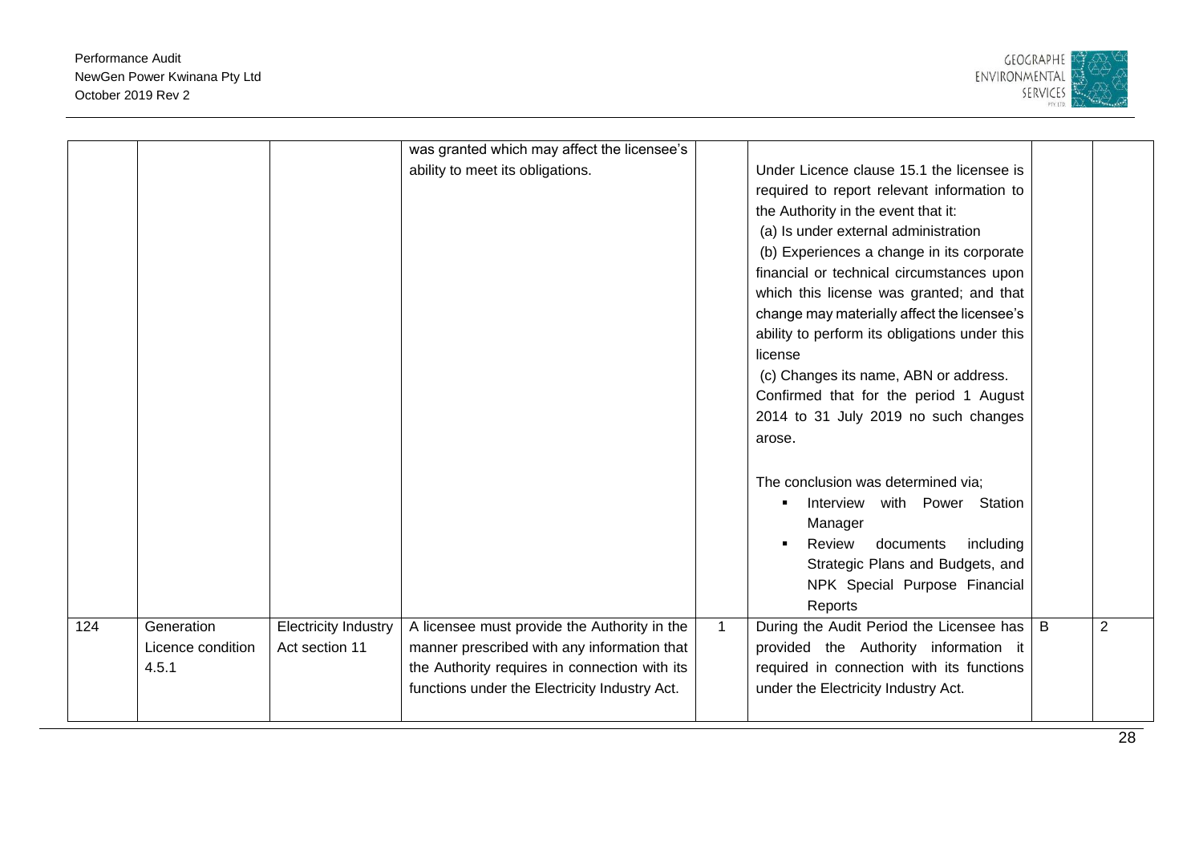| | | | was granted which may affect the licensee's ability to meet its obligations. | | Under Licence clause 15.1 the licensee is required to report relevant information to the Authority in the event that it:<br>(a) Is under external administration<br>(b) Experiences a change in its corporate financial or technical circumstances upon which this license was granted; and that change may materially affect the licensee's ability to perform its obligations under this license<br>(c) Changes its name, ABN or address.<br>Confirmed that for the period 1 August 2014 to 31 July 2019 no such changes arose.<br><br>The conclusion was determined via;<br>▪ Interview with Power Station Manager<br>▪ Review documents including Strategic Plans and Budgets, and NPK Special Purpose Financial Reports | | |
|---|---|---|---|---|---|---|---|
| 124 | Generation Licence condition 4.5.1 | Electricity Industry Act section 11 | A licensee must provide the Authority in the manner prescribed with any information that the Authority requires in connection with its functions under the Electricity Industry Act. | 1 | During the Audit Period the Licensee has provided the Authority information it required in connection with its functions under the Electricity Industry Act. | B | 2 |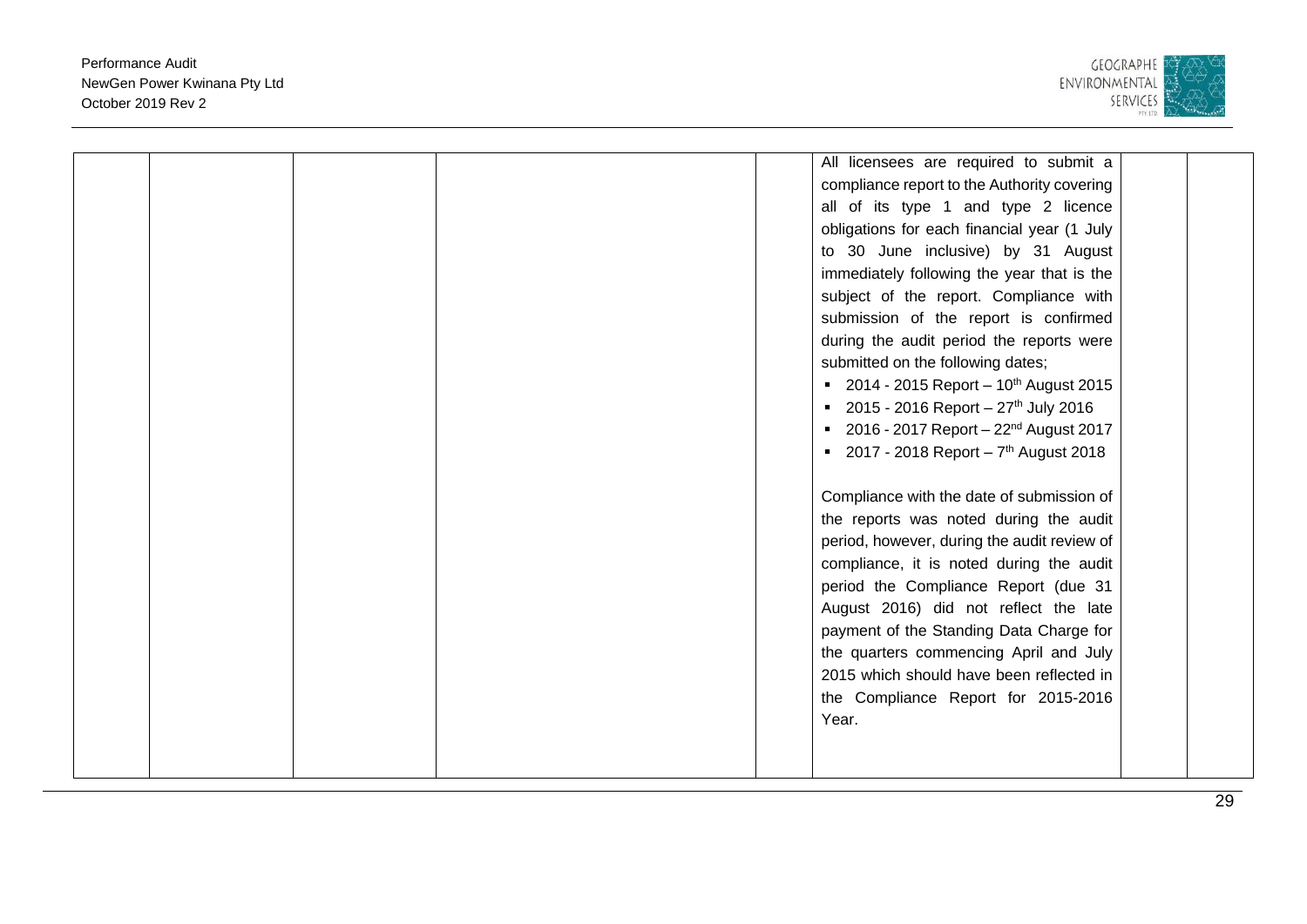|  |  |  |  |  | All licensees are required to submit a compliance report to the Authority covering all of its type 1 and type 2 licence obligations for each financial year (1 July to 30 June inclusive) by 31 August immediately following the year that is the subject of the report. Compliance with submission of the report is confirmed during the audit period the reports were submitted on the following dates;<br>▪ 2014 - 2015 Report – 10th August 2015<br>▪ 2015 - 2016 Report – 27th July 2016<br>▪ 2016 - 2017 Report – 22nd August 2017<br>▪ 2017 - 2018 Report – 7th August 2018<br><br>Compliance with the date of submission of the reports was noted during the audit period, however, during the audit review of compliance, it is noted during the audit period the Compliance Report (due 31 August 2016) did not reflect the late payment of the Standing Data Charge for the quarters commencing April and July 2015 which should have been reflected in the Compliance Report for 2015-2016 Year. |  |  |
|---|---|---|---|---|---|---|---|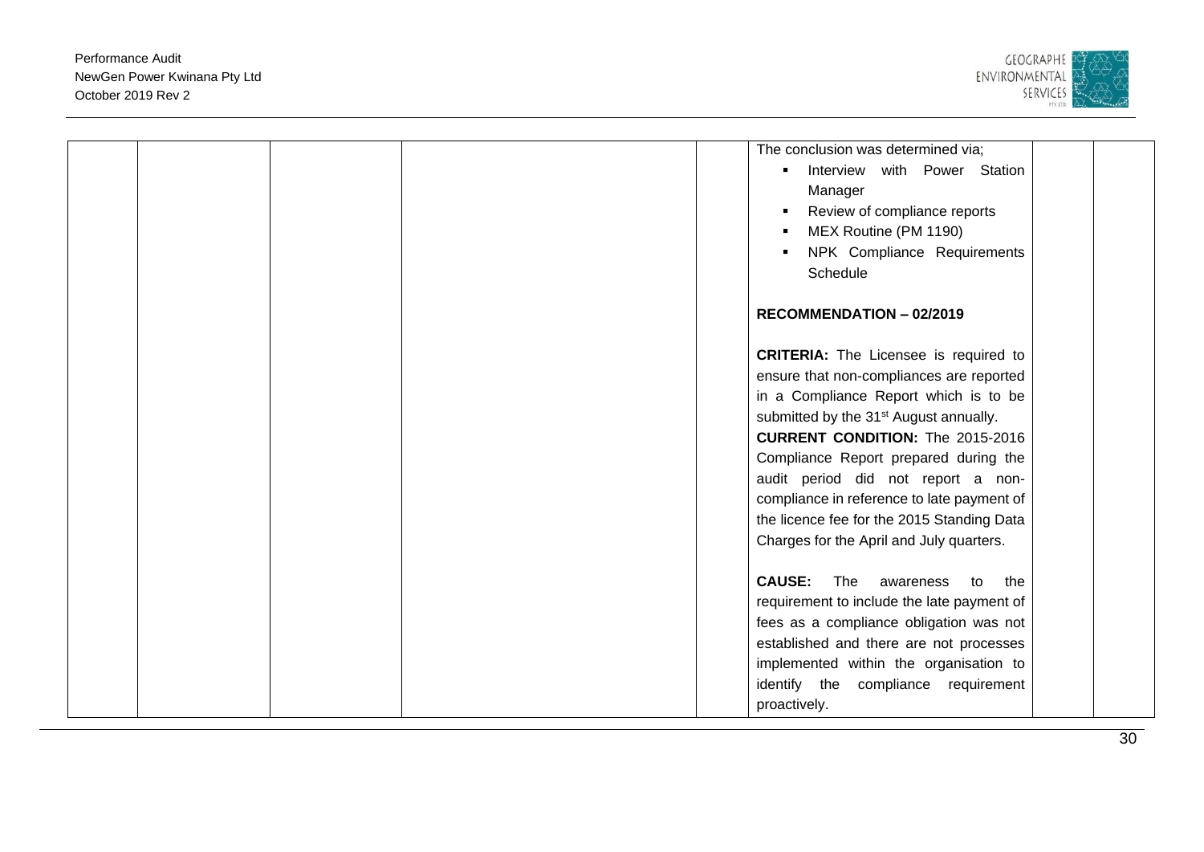| | | | | | | | |
|---|---|---|---|---|---|---|---|
| | | | | | The conclusion was determined via;<br>▪ Interview with Power Station Manager<br>▪ Review of compliance reports<br>▪ MEX Routine (PM 1190)<br>▪ NPK Compliance Requirements Schedule<br><br>**RECOMMENDATION – 02/2019**<br><br>**CRITERIA:** The Licensee is required to ensure that non-compliances are reported in a Compliance Report which is to be submitted by the 31st August annually.<br>**CURRENT CONDITION:** The 2015-2016 Compliance Report prepared during the audit period did not report a non-compliance in reference to late payment of the licence fee for the 2015 Standing Data Charges for the April and July quarters.<br><br>**CAUSE:** The awareness to the requirement to include the late payment of fees as a compliance obligation was not established and there are not processes implemented within the organisation to identify the compliance requirement proactively. | | |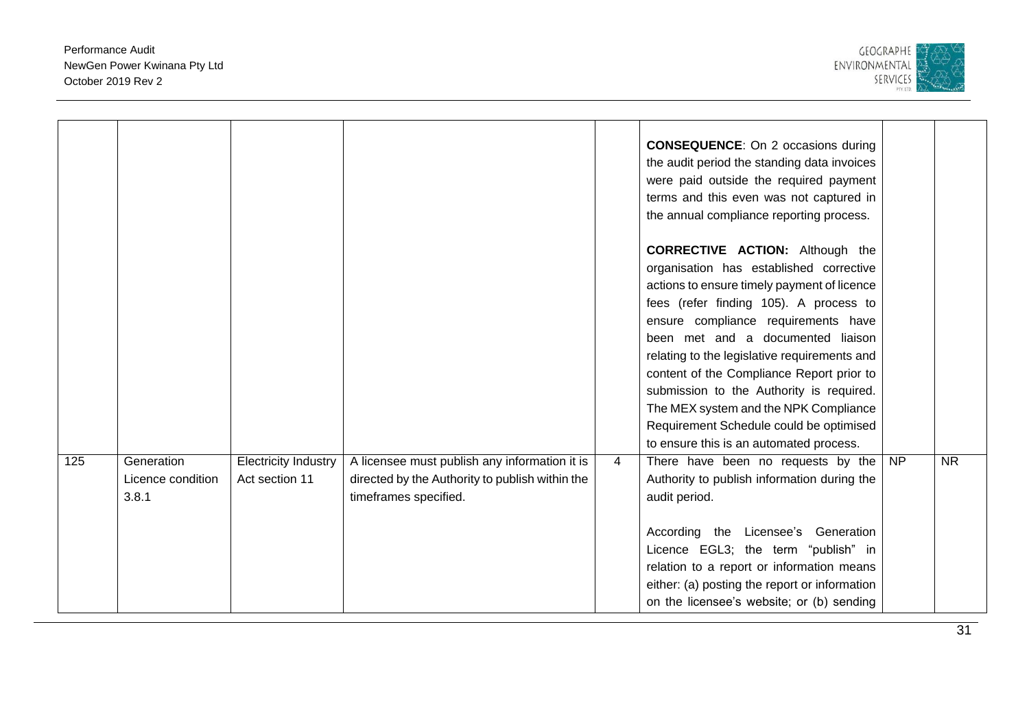| | | | | | | | |
|---|---|---|---|---|---|---|---|
| | | | | | **CONSEQUENCE**: On 2 occasions during the audit period the standing data invoices were paid outside the required payment terms and this even was not captured in the annual compliance reporting process.<br><br>**CORRECTIVE ACTION:** Although the organisation has established corrective actions to ensure timely payment of licence fees (refer finding 105). A process to ensure compliance requirements have been met and a documented liaison relating to the legislative requirements and content of the Compliance Report prior to submission to the Authority is required. The MEX system and the NPK Compliance Requirement Schedule could be optimised to ensure this is an automated process. | | |
| 125 | Generation Licence condition 3.8.1 | Electricity Industry Act section 11 | A licensee must publish any information it is directed by the Authority to publish within the timeframes specified. | 4 | There have been no requests by the Authority to publish information during the audit period.<br><br>According the Licensee's Generation Licence EGL3; the term "publish" in relation to a report or information means either: (a) posting the report or information on the licensee's website; or (b) sending | NP | NR |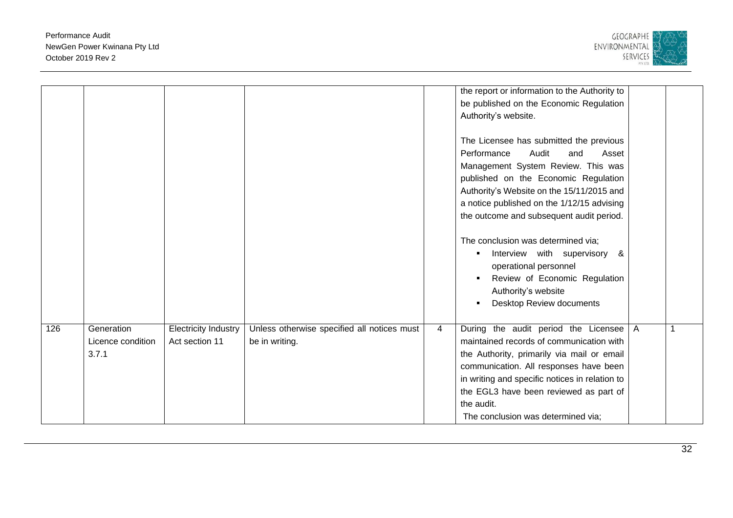| | | | | | | | |
|---|---|---|---|---|---|---|---|
| | | | | | the report or information to the Authority to be published on the Economic Regulation Authority's website.<br><br>The Licensee has submitted the previous Performance Audit and Asset Management System Review. This was published on the Economic Regulation Authority's Website on the 15/11/2015 and a notice published on the 1/12/15 advising the outcome and subsequent audit period.<br><br>The conclusion was determined via;<br>▪ Interview with supervisory & operational personnel<br>▪ Review of Economic Regulation Authority's website<br>▪ Desktop Review documents | | |
| 126 | Generation Licence condition 3.7.1 | Electricity Industry Act section 11 | Unless otherwise specified all notices must be in writing. | 4 | During the audit period the Licensee maintained records of communication with the Authority, primarily via mail or email communication. All responses have been in writing and specific notices in relation to the EGL3 have been reviewed as part of the audit.<br>The conclusion was determined via; | A | 1 |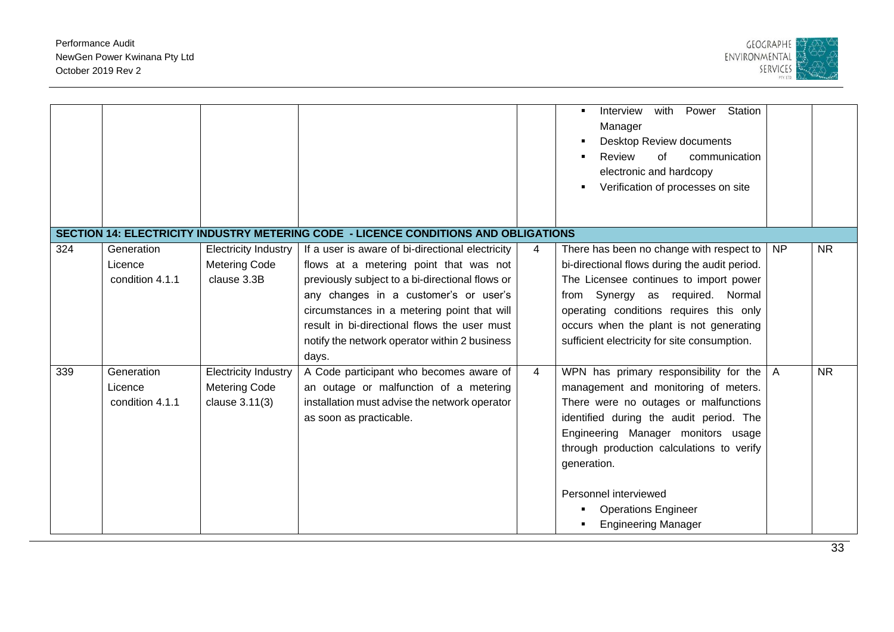| | | | | | | | |
|---|---|---|---|---|---|---|---|
| | | | | | ▪ Interview with Power Station Manager<br>▪ Desktop Review documents<br>▪ Review of communication electronic and hardcopy<br>▪ Verification of processes on site | | |
| **SECTION 14: ELECTRICITY INDUSTRY METERING CODE - LICENCE CONDITIONS AND OBLIGATIONS** | | | | | | | |
| 324 | Generation Licence condition 4.1.1 | Electricity Industry Metering Code clause 3.3B | If a user is aware of bi-directional electricity flows at a metering point that was not previously subject to a bi-directional flows or any changes in a customer's or user's circumstances in a metering point that will result in bi-directional flows the user must notify the network operator within 2 business days. | 4 | There has been no change with respect to bi-directional flows during the audit period. The Licensee continues to import power from Synergy as required. Normal operating conditions requires this only occurs when the plant is not generating sufficient electricity for site consumption. | NP | NR |
| 339 | Generation Licence condition 4.1.1 | Electricity Industry Metering Code clause 3.11(3) | A Code participant who becomes aware of an outage or malfunction of a metering installation must advise the network operator as soon as practicable. | 4 | WPN has primary responsibility for the management and monitoring of meters. There were no outages or malfunctions identified during the audit period. The Engineering Manager monitors usage through production calculations to verify generation.<br><br>Personnel interviewed<br>▪ Operations Engineer<br>▪ Engineering Manager | A | NR |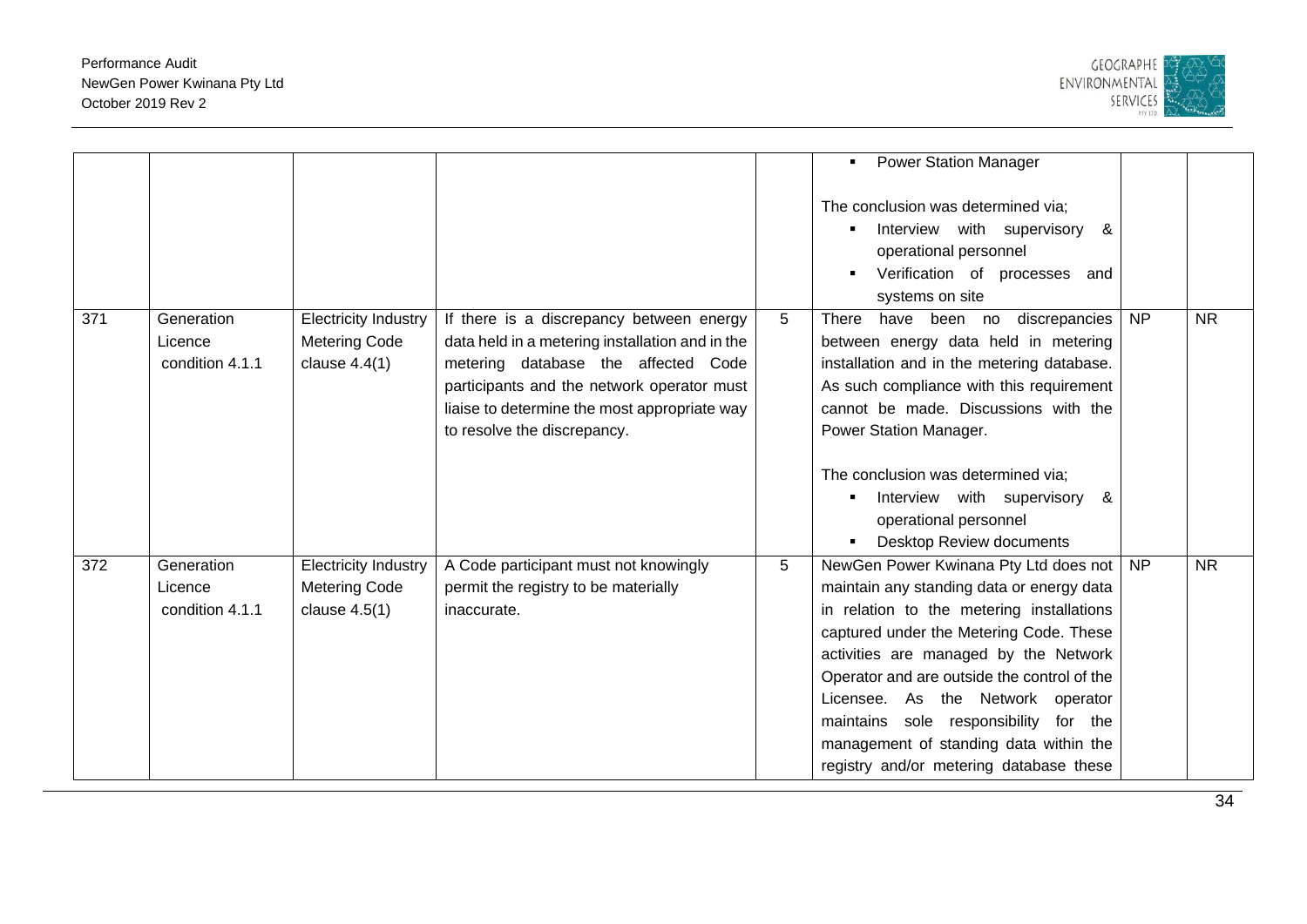| | | | | | | | |
|---|---|---|---|---|---|---|---|
| | | | | | ▪ Power Station Manager<br><br>The conclusion was determined via;<br>▪ Interview with supervisory & operational personnel<br>▪ Verification of processes and systems on site | | |
| 371 | Generation Licence condition 4.1.1 | Electricity Industry Metering Code clause 4.4(1) | If there is a discrepancy between energy data held in a metering installation and in the metering database the affected Code participants and the network operator must liaise to determine the most appropriate way to resolve the discrepancy. | 5 | There have been no discrepancies between energy data held in metering installation and in the metering database. As such compliance with this requirement cannot be made. Discussions with the Power Station Manager.<br><br>The conclusion was determined via;<br>▪ Interview with supervisory & operational personnel<br>▪ Desktop Review documents | NP | NR |
| 372 | Generation Licence condition 4.1.1 | Electricity Industry Metering Code clause 4.5(1) | A Code participant must not knowingly permit the registry to be materially inaccurate. | 5 | NewGen Power Kwinana Pty Ltd does not maintain any standing data or energy data in relation to the metering installations captured under the Metering Code. These activities are managed by the Network Operator and are outside the control of the Licensee. As the Network operator maintains sole responsibility for the management of standing data within the registry and/or metering database these | NP | NR |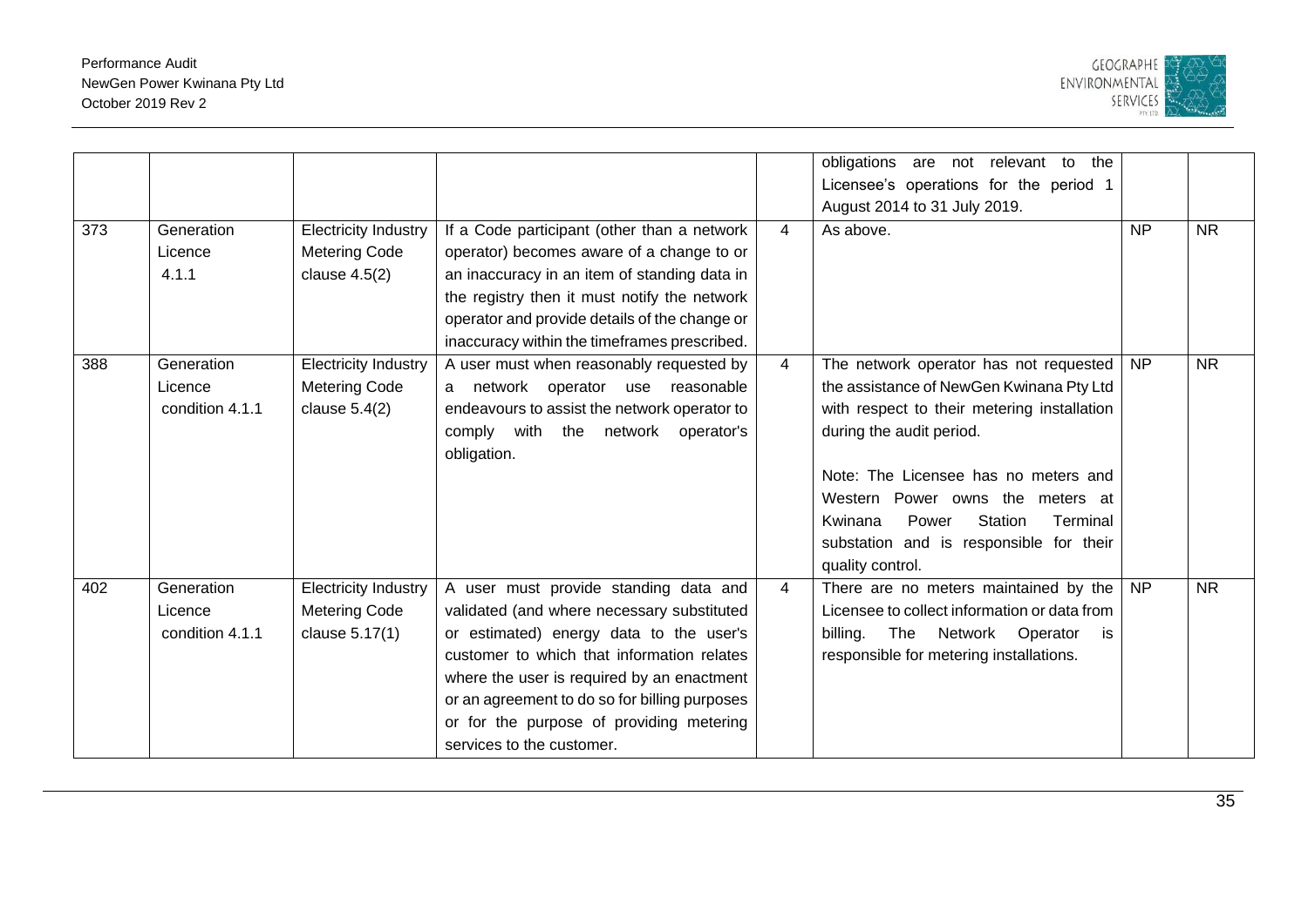|  |  |  |  |  | obligations are not relevant to the Licensee's operations for the period 1 August 2014 to 31 July 2019. |  |  |
|---|---|---|---|---|---|---|---|
| 373 | Generation Licence 4.1.1 | Electricity Industry Metering Code clause 4.5(2) | If a Code participant (other than a network operator) becomes aware of a change to or an inaccuracy in an item of standing data in the registry then it must notify the network operator and provide details of the change or inaccuracy within the timeframes prescribed. | 4 | As above. | NP | NR |
| 388 | Generation Licence condition 4.1.1 | Electricity Industry Metering Code clause 5.4(2) | A user must when reasonably requested by a network operator use reasonable endeavours to assist the network operator to comply with the network operator's obligation. | 4 | The network operator has not requested the assistance of NewGen Kwinana Pty Ltd with respect to their metering installation during the audit period.<br><br>Note: The Licensee has no meters and Western Power owns the meters at Kwinana Power Station Terminal substation and is responsible for their quality control. | NP | NR |
| 402 | Generation Licence condition 4.1.1 | Electricity Industry Metering Code clause 5.17(1) | A user must provide standing data and validated (and where necessary substituted or estimated) energy data to the user's customer to which that information relates where the user is required by an enactment or an agreement to do so for billing purposes or for the purpose of providing metering services to the customer. | 4 | There are no meters maintained by the Licensee to collect information or data from billing. The Network Operator is responsible for metering installations. | NP | NR |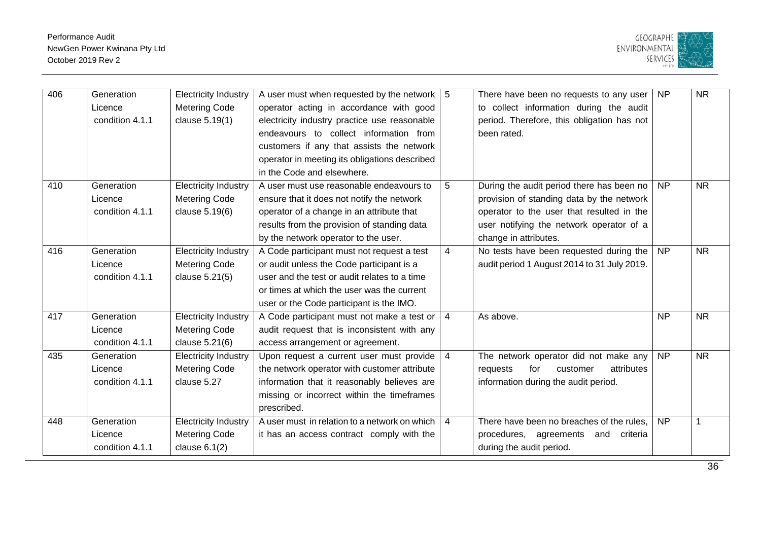| 406 | Generation Licence condition 4.1.1 | Electricity Industry Metering Code clause 5.19(1) | A user must when requested by the network operator acting in accordance with good electricity industry practice use reasonable endeavours to collect information from customers if any that assists the network operator in meeting its obligations described in the Code and elsewhere. | 5 | There have been no requests to any user to collect information during the audit period. Therefore, this obligation has not been rated. | NP | NR |
|---|---|---|---|---|---|---|---|
| 410 | Generation Licence condition 4.1.1 | Electricity Industry Metering Code clause 5.19(6) | A user must use reasonable endeavours to ensure that it does not notify the network operator of a change in an attribute that results from the provision of standing data by the network operator to the user. | 5 | During the audit period there has been no provision of standing data by the network operator to the user that resulted in the user notifying the network operator of a change in attributes. | NP | NR |
| 416 | Generation Licence condition 4.1.1 | Electricity Industry Metering Code clause 5.21(5) | A Code participant must not request a test or audit unless the Code participant is a user and the test or audit relates to a time or times at which the user was the current user or the Code participant is the IMO. | 4 | No tests have been requested during the audit period 1 August 2014 to 31 July 2019. | NP | NR |
| 417 | Generation Licence condition 4.1.1 | Electricity Industry Metering Code clause 5.21(6) | A Code participant must not make a test or audit request that is inconsistent with any access arrangement or agreement. | 4 | As above. | NP | NR |
| 435 | Generation Licence condition 4.1.1 | Electricity Industry Metering Code clause 5.27 | Upon request a current user must provide the network operator with customer attribute information that it reasonably believes are missing or incorrect within the timeframes prescribed. | 4 | The network operator did not make any requests for customer attributes information during the audit period. | NP | NR |
| 448 | Generation Licence condition 4.1.1 | Electricity Industry Metering Code clause 6.1(2) | A user must in relation to a network on which it has an access contract comply with the | 4 | There have been no breaches of the rules, procedures, agreements and criteria during the audit period. | NP | 1 |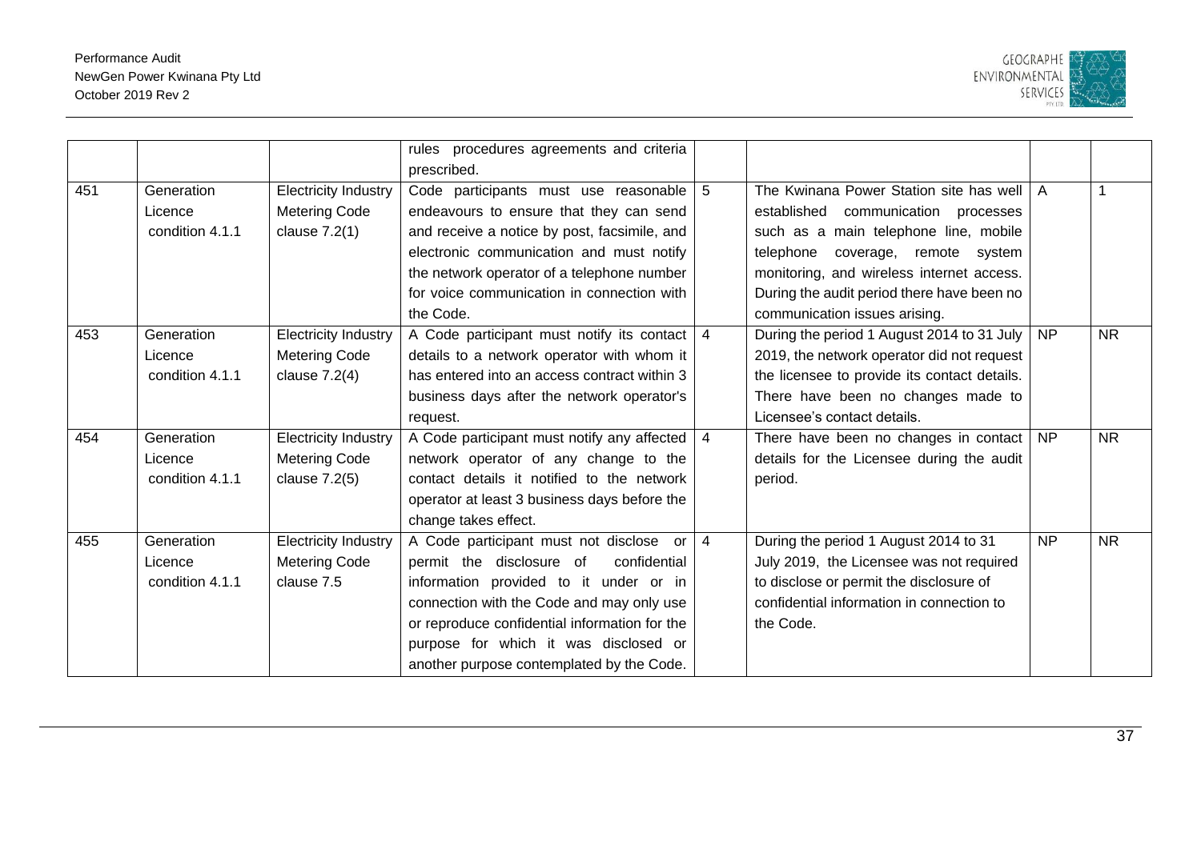|  |  |  | rules procedures agreements and criteria prescribed. |  |  |  |  |
|---|---|---|---|---|---|---|---|
| 451 | Generation Licence condition 4.1.1 | Electricity Industry Metering Code clause 7.2(1) | Code participants must use reasonable endeavours to ensure that they can send and receive a notice by post, facsimile, and electronic communication and must notify the network operator of a telephone number for voice communication in connection with the Code. | 5 | The Kwinana Power Station site has well established communication processes such as a main telephone line, mobile telephone coverage, remote system monitoring, and wireless internet access. During the audit period there have been no communication issues arising. | A | 1 |
| 453 | Generation Licence condition 4.1.1 | Electricity Industry Metering Code clause 7.2(4) | A Code participant must notify its contact details to a network operator with whom it has entered into an access contract within 3 business days after the network operator's request. | 4 | During the period 1 August 2014 to 31 July 2019, the network operator did not request the licensee to provide its contact details. There have been no changes made to Licensee's contact details. | NP | NR |
| 454 | Generation Licence condition 4.1.1 | Electricity Industry Metering Code clause 7.2(5) | A Code participant must notify any affected network operator of any change to the contact details it notified to the network operator at least 3 business days before the change takes effect. | 4 | There have been no changes in contact details for the Licensee during the audit period. | NP | NR |
| 455 | Generation Licence condition 4.1.1 | Electricity Industry Metering Code clause 7.5 | A Code participant must not disclose or permit the disclosure of confidential information provided to it under or in connection with the Code and may only use or reproduce confidential information for the purpose for which it was disclosed or another purpose contemplated by the Code. | 4 | During the period 1 August 2014 to 31 July 2019, the Licensee was not required to disclose or permit the disclosure of confidential information in connection to the Code. | NP | NR |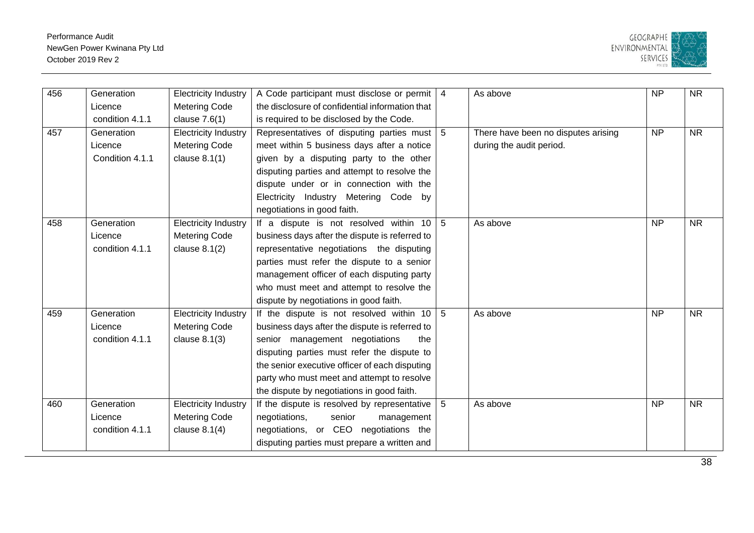| 456 | Generation Licence condition 4.1.1 | Electricity Industry Metering Code clause 7.6(1) | A Code participant must disclose or permit the disclosure of confidential information that is required to be disclosed by the Code. | 4 | As above | NP | NR |
|---|---|---|---|---|---|---|---|
| 457 | Generation Licence Condition 4.1.1 | Electricity Industry Metering Code clause 8.1(1) | Representatives of disputing parties must meet within 5 business days after a notice given by a disputing party to the other disputing parties and attempt to resolve the dispute under or in connection with the Electricity Industry Metering Code by negotiations in good faith. | 5 | There have been no disputes arising during the audit period. | NP | NR |
| 458 | Generation Licence condition 4.1.1 | Electricity Industry Metering Code clause 8.1(2) | If a dispute is not resolved within 10 business days after the dispute is referred to representative negotiations the disputing parties must refer the dispute to a senior management officer of each disputing party who must meet and attempt to resolve the dispute by negotiations in good faith. | 5 | As above | NP | NR |
| 459 | Generation Licence condition 4.1.1 | Electricity Industry Metering Code clause 8.1(3) | If the dispute is not resolved within 10 business days after the dispute is referred to senior management negotiations the disputing parties must refer the dispute to the senior executive officer of each disputing party who must meet and attempt to resolve the dispute by negotiations in good faith. | 5 | As above | NP | NR |
| 460 | Generation Licence condition 4.1.1 | Electricity Industry Metering Code clause 8.1(4) | If the dispute is resolved by representative negotiations, senior management negotiations, or CEO negotiations the disputing parties must prepare a written and | 5 | As above | NP | NR |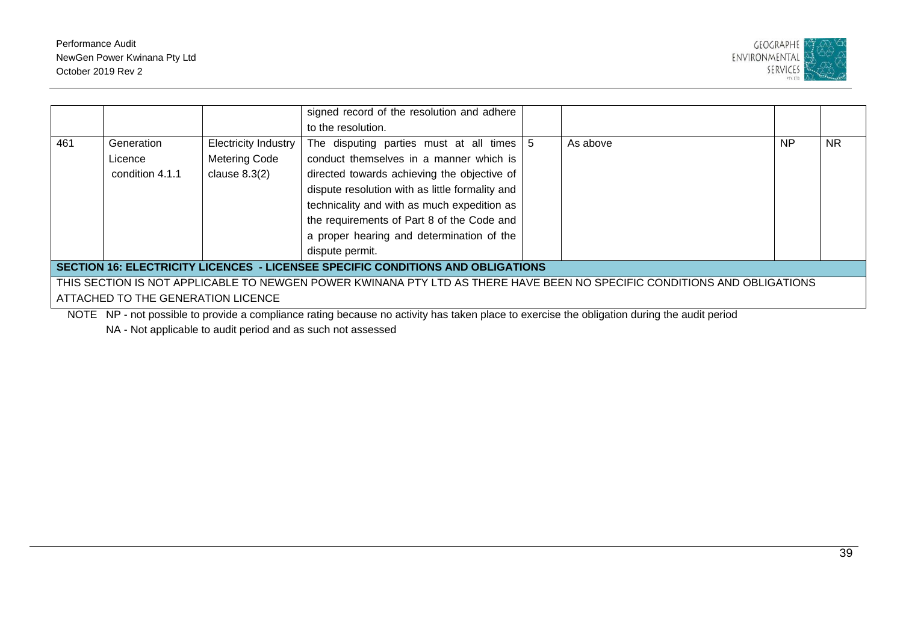| | | | | | | | |
|---|---|---|---|---|---|---|---|
| | | | signed record of the resolution and adhere to the resolution. | | | | |
| 461 | Generation Licence condition 4.1.1 | Electricity Industry Metering Code clause 8.3(2) | The disputing parties must at all times conduct themselves in a manner which is directed towards achieving the objective of dispute resolution with as little formality and technicality and with as much expedition as the requirements of Part 8 of the Code and a proper hearing and determination of the dispute permit. | 5 | As above | NP | NR |
| **SECTION 16: ELECTRICITY LICENCES - LICENSEE SPECIFIC CONDITIONS AND OBLIGATIONS** | | | | | | | |
| THIS SECTION IS NOT APPLICABLE TO NEWGEN POWER KWINANA PTY LTD AS THERE HAVE BEEN NO SPECIFIC CONDITIONS AND OBLIGATIONS ATTACHED TO THE GENERATION LICENCE | | | | | | | |

NOTE NP - not possible to provide a compliance rating because no activity has taken place to exercise the obligation during the audit period

NA - Not applicable to audit period and as such not assessed